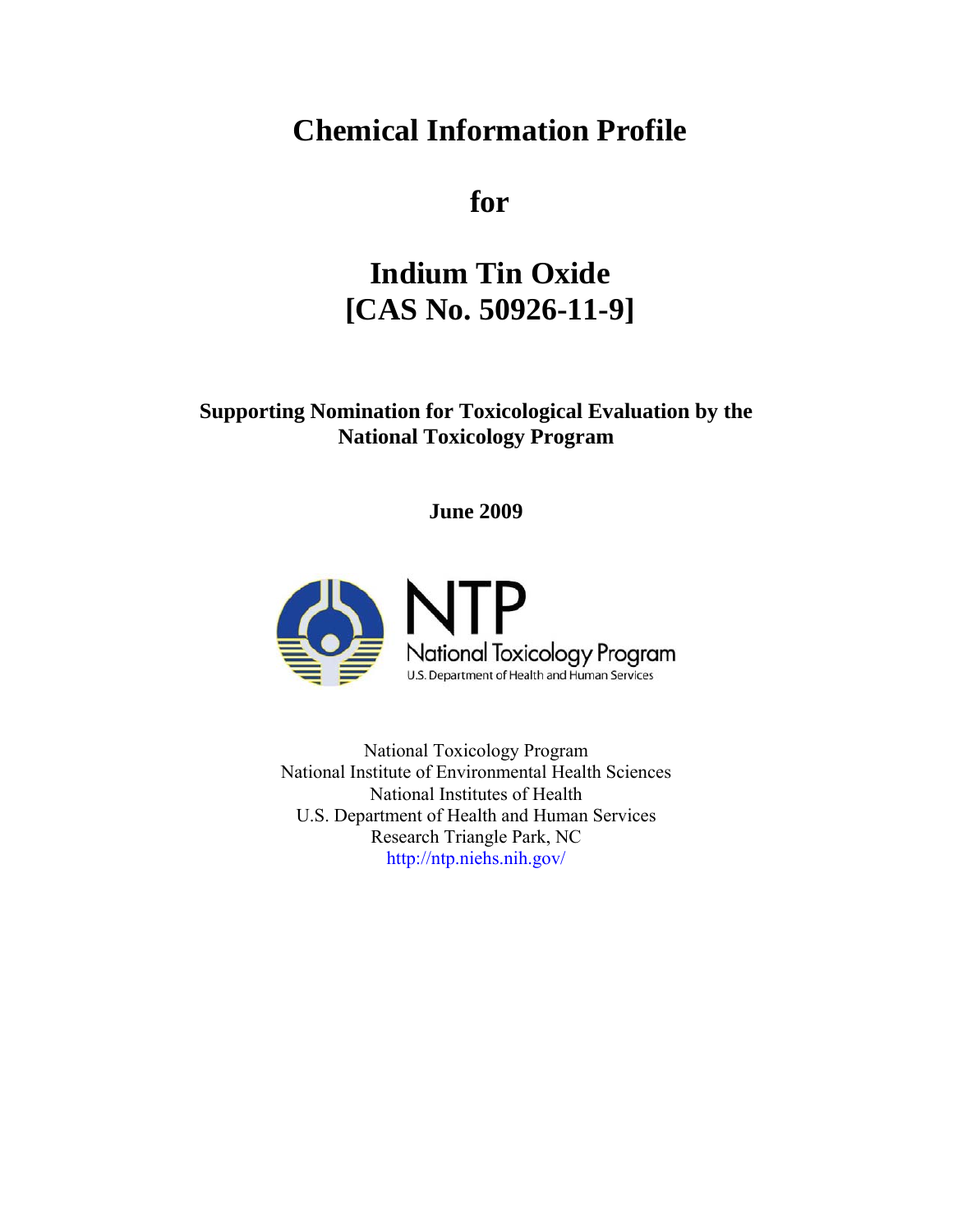# Chemical Information Profile

# for

# Indium Tin Oxide [CAS No. 50926-11-9]

**Supporting Nomination for Toxicological Evaluation by the National Toxicology Program**

**June 2009**

NTP
National Toxicology Program
U.S. Department of Health and Human Services

National Toxicology Program
National Institute of Environmental Health Sciences
National Institutes of Health
U.S. Department of Health and Human Services
Research Triangle Park, NC
http://ntp.niehs.nih.gov/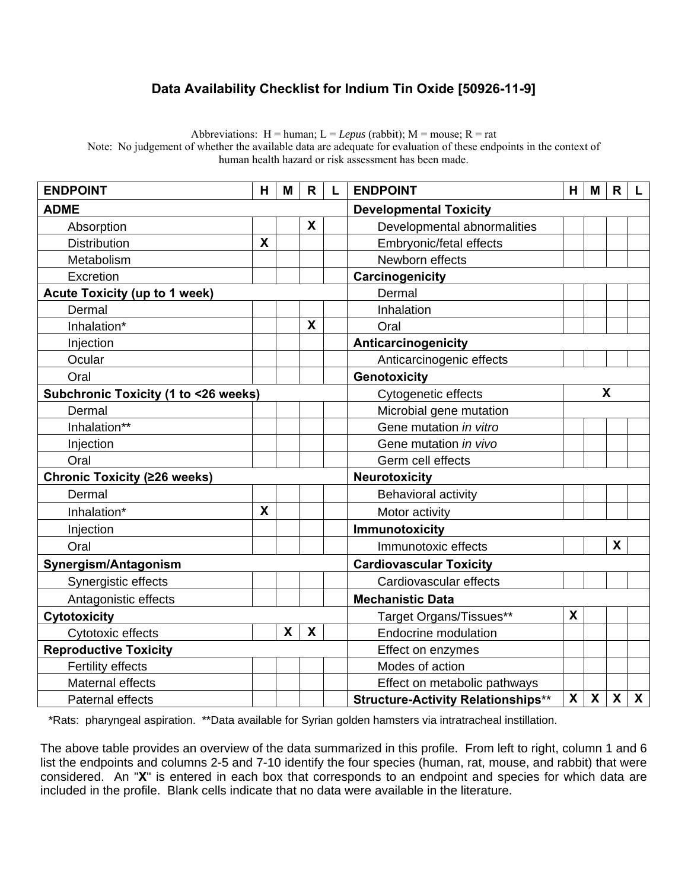## Data Availability Checklist for Indium Tin Oxide [50926-11-9]

Abbreviations: H = human; L = *Lepus* (rabbit); M = mouse; R = rat
Note: No judgement of whether the available data are adequate for evaluation of these endpoints in the context of human health hazard or risk assessment has been made.

| ENDPOINT | H | M | R | L | ENDPOINT | H | M | R | L |
|---|---|---|---|---|---|---|---|---|---|
| **ADME** | | | | | **Developmental Toxicity** | | | | |
| Absorption | | | X | | Developmental abnormalities | | | | |
| Distribution | X | | | | Embryonic/fetal effects | | | | |
| Metabolism | | | | | Newborn effects | | | | |
| Excretion | | | | | **Carcinogenicity** | | | | |
| **Acute Toxicity (up to 1 week)** | | | | | Dermal | | | | |
| Dermal | | | | | Inhalation | | | | |
| Inhalation* | | | X | | Oral | | | | |
| Injection | | | | | **Anticarcinogenicity** | | | | |
| Ocular | | | | | Anticarcinogenic effects | | | | |
| Oral | | | | | **Genotoxicity** | | | | |
| **Subchronic Toxicity (1 to <26 weeks)** | | | | | Cytogenetic effects | | | X | |
| Dermal | | | | | Microbial gene mutation | | | | |
| Inhalation** | | | | | Gene mutation *in vitro* | | | | |
| Injection | | | | | Gene mutation *in vivo* | | | | |
| Oral | | | | | Germ cell effects | | | | |
| **Chronic Toxicity (≥26 weeks)** | | | | | **Neurotoxicity** | | | | |
| Dermal | | | | | Behavioral activity | | | | |
| Inhalation* | X | | | | Motor activity | | | | |
| Injection | | | | | **Immunotoxicity** | | | | |
| Oral | | | | | Immunotoxic effects | | | X | |
| **Synergism/Antagonism** | | | | | **Cardiovascular Toxicity** | | | | |
| Synergistic effects | | | | | Cardiovascular effects | | | | |
| Antagonistic effects | | | | | **Mechanistic Data** | | | | |
| **Cytotoxicity** | | | | | Target Organs/Tissues** | X | | | |
| Cytotoxic effects | | X | X | | Endocrine modulation | | | | |
| **Reproductive Toxicity** | | | | | Effect on enzymes | | | | |
| Fertility effects | | | | | Modes of action | | | | |
| Maternal effects | | | | | Effect on metabolic pathways | | | | |
| Paternal effects | | | | | **Structure-Activity Relationships**** | X | X | X | X |

*Rats: pharyngeal aspiration. **Data available for Syrian golden hamsters via intratracheal instillation.

The above table provides an overview of the data summarized in this profile. From left to right, column 1 and 6 list the endpoints and columns 2-5 and 7-10 identify the four species (human, rat, mouse, and rabbit) that were considered. An "**X**" is entered in each box that corresponds to an endpoint and species for which data are included in the profile. Blank cells indicate that no data were available in the literature.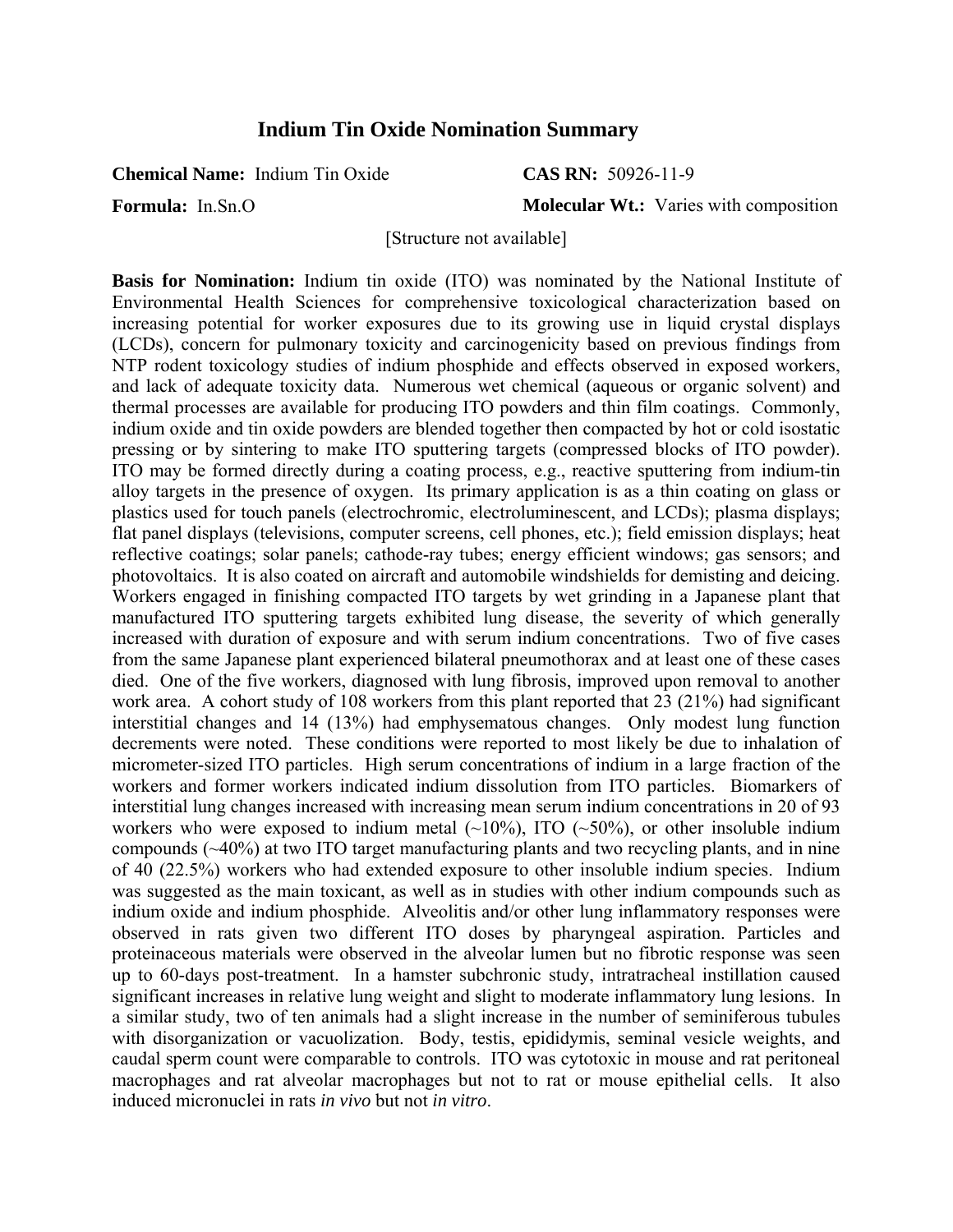## Indium Tin Oxide Nomination Summary

**Chemical Name:** Indium Tin Oxide **CAS RN:** 50926-11-9

**Formula:** In.Sn.O **Molecular Wt.:** Varies with composition

[Structure not available]

**Basis for Nomination:** Indium tin oxide (ITO) was nominated by the National Institute of Environmental Health Sciences for comprehensive toxicological characterization based on increasing potential for worker exposures due to its growing use in liquid crystal displays (LCDs), concern for pulmonary toxicity and carcinogenicity based on previous findings from NTP rodent toxicology studies of indium phosphide and effects observed in exposed workers, and lack of adequate toxicity data. Numerous wet chemical (aqueous or organic solvent) and thermal processes are available for producing ITO powders and thin film coatings. Commonly, indium oxide and tin oxide powders are blended together then compacted by hot or cold isostatic pressing or by sintering to make ITO sputtering targets (compressed blocks of ITO powder). ITO may be formed directly during a coating process, e.g., reactive sputtering from indium-tin alloy targets in the presence of oxygen. Its primary application is as a thin coating on glass or plastics used for touch panels (electrochromic, electroluminescent, and LCDs); plasma displays; flat panel displays (televisions, computer screens, cell phones, etc.); field emission displays; heat reflective coatings; solar panels; cathode-ray tubes; energy efficient windows; gas sensors; and photovoltaics. It is also coated on aircraft and automobile windshields for demisting and deicing. Workers engaged in finishing compacted ITO targets by wet grinding in a Japanese plant that manufactured ITO sputtering targets exhibited lung disease, the severity of which generally increased with duration of exposure and with serum indium concentrations. Two of five cases from the same Japanese plant experienced bilateral pneumothorax and at least one of these cases died. One of the five workers, diagnosed with lung fibrosis, improved upon removal to another work area. A cohort study of 108 workers from this plant reported that 23 (21%) had significant interstitial changes and 14 (13%) had emphysematous changes. Only modest lung function decrements were noted. These conditions were reported to most likely be due to inhalation of micrometer-sized ITO particles. High serum concentrations of indium in a large fraction of the workers and former workers indicated indium dissolution from ITO particles. Biomarkers of interstitial lung changes increased with increasing mean serum indium concentrations in 20 of 93 workers who were exposed to indium metal (~10%), ITO (~50%), or other insoluble indium compounds (~40%) at two ITO target manufacturing plants and two recycling plants, and in nine of 40 (22.5%) workers who had extended exposure to other insoluble indium species. Indium was suggested as the main toxicant, as well as in studies with other indium compounds such as indium oxide and indium phosphide. Alveolitis and/or other lung inflammatory responses were observed in rats given two different ITO doses by pharyngeal aspiration. Particles and proteinaceous materials were observed in the alveolar lumen but no fibrotic response was seen up to 60-days post-treatment. In a hamster subchronic study, intratracheal instillation caused significant increases in relative lung weight and slight to moderate inflammatory lung lesions. In a similar study, two of ten animals had a slight increase in the number of seminiferous tubules with disorganization or vacuolization. Body, testis, epididymis, seminal vesicle weights, and caudal sperm count were comparable to controls. ITO was cytotoxic in mouse and rat peritoneal macrophages and rat alveolar macrophages but not to rat or mouse epithelial cells. It also induced micronuclei in rats *in vivo* but not *in vitro*.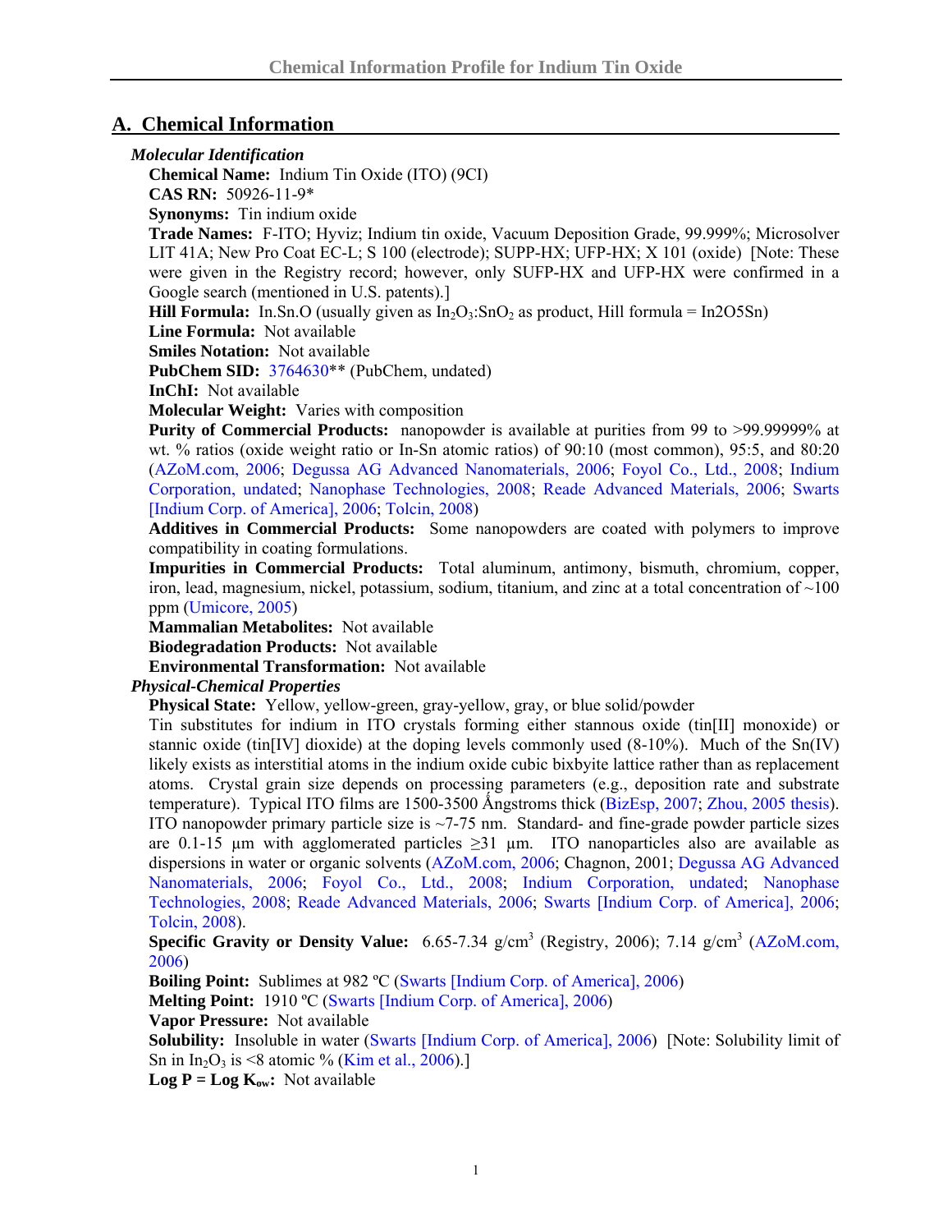## A. Chemical Information

### *Molecular Identification*

**Chemical Name:** Indium Tin Oxide (ITO) (9CI)

**CAS RN:** 50926-11-9*

**Synonyms:** Tin indium oxide

**Trade Names:** F-ITO; Hyviz; Indium tin oxide, Vacuum Deposition Grade, 99.999%; Microsolver LIT 41A; New Pro Coat EC-L; S 100 (electrode); SUPP-HX; UFP-HX; X 101 (oxide) [Note: These were given in the Registry record; however, only SUFP-HX and UFP-HX were confirmed in a Google search (mentioned in U.S. patents).]

**Hill Formula:** In.Sn.O (usually given as $In_2O_3$:$SnO_2$ as product, Hill formula = In2O5Sn)

**Line Formula:** Not available

**Smiles Notation:** Not available

**PubChem SID:** 3764630** (PubChem, undated)

**InChI:** Not available

**Molecular Weight:** Varies with composition

**Purity of Commercial Products:** nanopowder is available at purities from 99 to >99.99999% at wt. % ratios (oxide weight ratio or In-Sn atomic ratios) of 90:10 (most common), 95:5, and 80:20 (AZoM.com, 2006; Degussa AG Advanced Nanomaterials, 2006; Foyol Co., Ltd., 2008; Indium Corporation, undated; Nanophase Technologies, 2008; Reade Advanced Materials, 2006; Swarts [Indium Corp. of America], 2006; Tolcin, 2008)

**Additives in Commercial Products:** Some nanopowders are coated with polymers to improve compatibility in coating formulations.

**Impurities in Commercial Products:** Total aluminum, antimony, bismuth, chromium, copper, iron, lead, magnesium, nickel, potassium, sodium, titanium, and zinc at a total concentration of ~100 ppm (Umicore, 2005)

**Mammalian Metabolites:** Not available

**Biodegradation Products:** Not available

**Environmental Transformation:** Not available

### *Physical-Chemical Properties*

**Physical State:** Yellow, yellow-green, gray-yellow, gray, or blue solid/powder

Tin substitutes for indium in ITO crystals forming either stannous oxide (tin[II] monoxide) or stannic oxide (tin[IV] dioxide) at the doping levels commonly used (8-10%). Much of the Sn(IV) likely exists as interstitial atoms in the indium oxide cubic bixbyite lattice rather than as replacement atoms. Crystal grain size depends on processing parameters (e.g., deposition rate and substrate temperature). Typical ITO films are 1500-3500 Ångstroms thick (BizEsp, 2007; Zhou, 2005 thesis). ITO nanopowder primary particle size is ~7-75 nm. Standard- and fine-grade powder particle sizes are 0.1-15 µm with agglomerated particles ≥31 µm. ITO nanoparticles also are available as dispersions in water or organic solvents (AZoM.com, 2006; Chagnon, 2001; Degussa AG Advanced Nanomaterials, 2006; Foyol Co., Ltd., 2008; Indium Corporation, undated; Nanophase Technologies, 2008; Reade Advanced Materials, 2006; Swarts [Indium Corp. of America], 2006; Tolcin, 2008).

**Specific Gravity or Density Value:** 6.65-7.34 g/cm$^3$ (Registry, 2006); 7.14 g/cm$^3$ (AZoM.com, 2006)

**Boiling Point:** Sublimes at 982 ºC (Swarts [Indium Corp. of America], 2006)

**Melting Point:** 1910 ºC (Swarts [Indium Corp. of America], 2006)

**Vapor Pressure:** Not available

**Solubility:** Insoluble in water (Swarts [Indium Corp. of America], 2006) [Note: Solubility limit of Sn in $In_2O_3$ is <8 atomic % (Kim et al., 2006).]

**Log P = Log K$_{ow}$:** Not available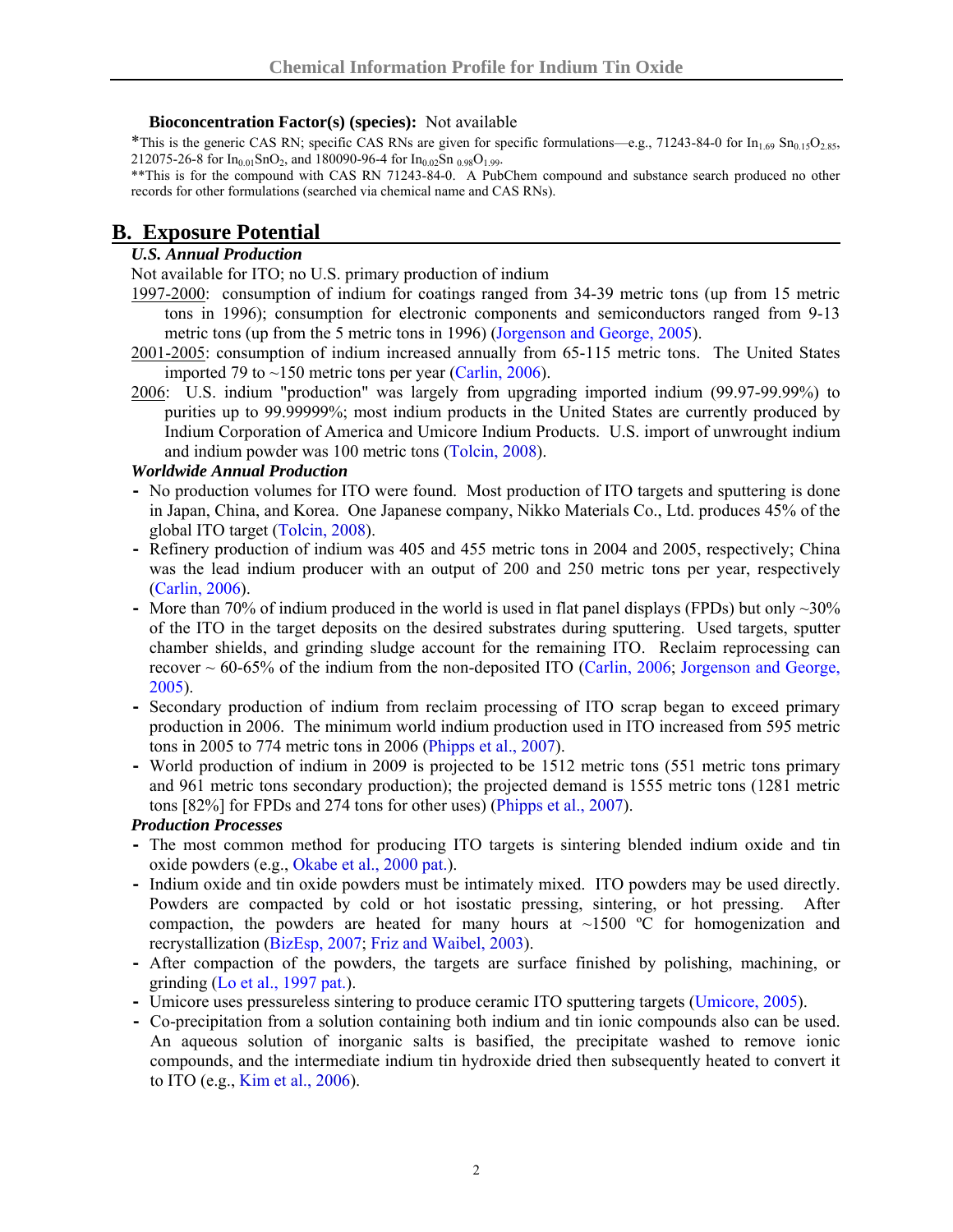**Bioconcentration Factor(s) (species):** Not available

*This is the generic CAS RN; specific CAS RNs are given for specific formulations—e.g., 71243-84-0 for $In_{1.69}$ $Sn_{0.15}O_{2.85}$, 212075-26-8 for $In_{0.01}SnO_2$, and 180090-96-4 for $In_{0.02}Sn_{0.98}O_{1.99}$.

**This is for the compound with CAS RN 71243-84-0. A PubChem compound and substance search produced no other records for other formulations (searched via chemical name and CAS RNs).

## B. Exposure Potential

### *U.S. Annual Production*

Not available for ITO; no U.S. primary production of indium

1997-2000: consumption of indium for coatings ranged from 34-39 metric tons (up from 15 metric tons in 1996); consumption for electronic components and semiconductors ranged from 9-13 metric tons (up from the 5 metric tons in 1996) (Jorgenson and George, 2005).

2001-2005: consumption of indium increased annually from 65-115 metric tons. The United States imported 79 to ~150 metric tons per year (Carlin, 2006).

2006: U.S. indium "production" was largely from upgrading imported indium (99.97-99.99%) to purities up to 99.99999%; most indium products in the United States are currently produced by Indium Corporation of America and Umicore Indium Products. U.S. import of unwrought indium and indium powder was 100 metric tons (Tolcin, 2008).

### *Worldwide Annual Production*

- No production volumes for ITO were found. Most production of ITO targets and sputtering is done in Japan, China, and Korea. One Japanese company, Nikko Materials Co., Ltd. produces 45% of the global ITO target (Tolcin, 2008).
- Refinery production of indium was 405 and 455 metric tons in 2004 and 2005, respectively; China was the lead indium producer with an output of 200 and 250 metric tons per year, respectively (Carlin, 2006).
- More than 70% of indium produced in the world is used in flat panel displays (FPDs) but only ~30% of the ITO in the target deposits on the desired substrates during sputtering. Used targets, sputter chamber shields, and grinding sludge account for the remaining ITO. Reclaim reprocessing can recover ~ 60-65% of the indium from the non-deposited ITO (Carlin, 2006; Jorgenson and George, 2005).
- Secondary production of indium from reclaim processing of ITO scrap began to exceed primary production in 2006. The minimum world indium production used in ITO increased from 595 metric tons in 2005 to 774 metric tons in 2006 (Phipps et al., 2007).
- World production of indium in 2009 is projected to be 1512 metric tons (551 metric tons primary and 961 metric tons secondary production); the projected demand is 1555 metric tons (1281 metric tons [82%] for FPDs and 274 tons for other uses) (Phipps et al., 2007).

### *Production Processes*

- The most common method for producing ITO targets is sintering blended indium oxide and tin oxide powders (e.g., Okabe et al., 2000 pat.).
- Indium oxide and tin oxide powders must be intimately mixed. ITO powders may be used directly. Powders are compacted by cold or hot isostatic pressing, sintering, or hot pressing. After compaction, the powders are heated for many hours at ~1500 ºC for homogenization and recrystallization (BizEsp, 2007; Friz and Waibel, 2003).
- After compaction of the powders, the targets are surface finished by polishing, machining, or grinding (Lo et al., 1997 pat.).
- Umicore uses pressureless sintering to produce ceramic ITO sputtering targets (Umicore, 2005).
- Co-precipitation from a solution containing both indium and tin ionic compounds also can be used. An aqueous solution of inorganic salts is basified, the precipitate washed to remove ionic compounds, and the intermediate indium tin hydroxide dried then subsequently heated to convert it to ITO (e.g., Kim et al., 2006).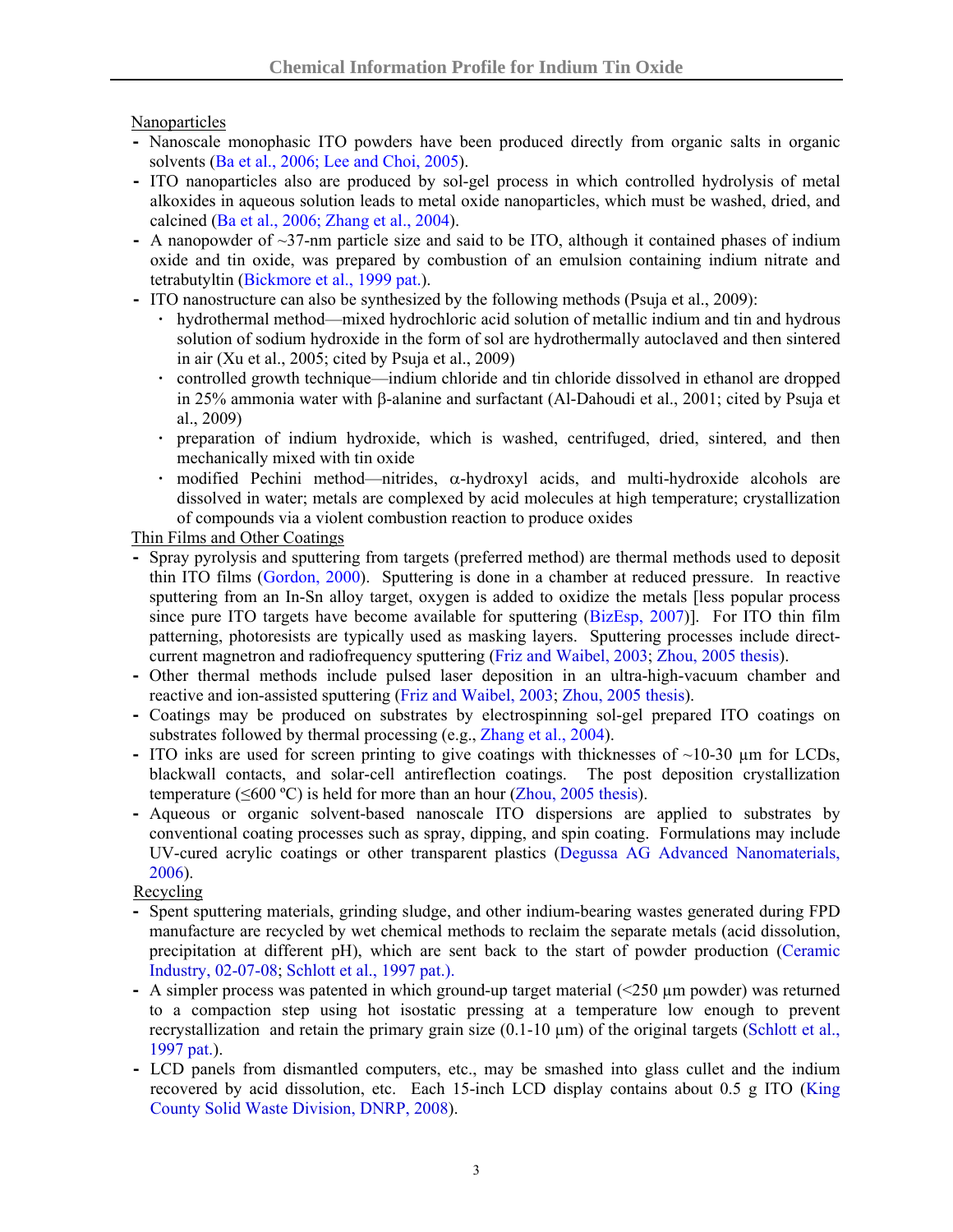Nanoparticles

- Nanoscale monophasic ITO powders have been produced directly from organic salts in organic solvents (Ba et al., 2006; Lee and Choi, 2005).
- ITO nanoparticles also are produced by sol-gel process in which controlled hydrolysis of metal alkoxides in aqueous solution leads to metal oxide nanoparticles, which must be washed, dried, and calcined (Ba et al., 2006; Zhang et al., 2004).
- A nanopowder of ~37-nm particle size and said to be ITO, although it contained phases of indium oxide and tin oxide, was prepared by combustion of an emulsion containing indium nitrate and tetrabutyltin (Bickmore et al., 1999 pat.).
- ITO nanostructure can also be synthesized by the following methods (Psuja et al., 2009):
  - hydrothermal method—mixed hydrochloric acid solution of metallic indium and tin and hydrous solution of sodium hydroxide in the form of sol are hydrothermally autoclaved and then sintered in air (Xu et al., 2005; cited by Psuja et al., 2009)
  - controlled growth technique—indium chloride and tin chloride dissolved in ethanol are dropped in 25% ammonia water with β-alanine and surfactant (Al-Dahoudi et al., 2001; cited by Psuja et al., 2009)
  - preparation of indium hydroxide, which is washed, centrifuged, dried, sintered, and then mechanically mixed with tin oxide
  - modified Pechini method—nitrides, α-hydroxyl acids, and multi-hydroxide alcohols are dissolved in water; metals are complexed by acid molecules at high temperature; crystallization of compounds via a violent combustion reaction to produce oxides

Thin Films and Other Coatings

- Spray pyrolysis and sputtering from targets (preferred method) are thermal methods used to deposit thin ITO films (Gordon, 2000). Sputtering is done in a chamber at reduced pressure. In reactive sputtering from an In-Sn alloy target, oxygen is added to oxidize the metals [less popular process since pure ITO targets have become available for sputtering (BizEsp, 2007)]. For ITO thin film patterning, photoresists are typically used as masking layers. Sputtering processes include direct-current magnetron and radiofrequency sputtering (Friz and Waibel, 2003; Zhou, 2005 thesis).
- Other thermal methods include pulsed laser deposition in an ultra-high-vacuum chamber and reactive and ion-assisted sputtering (Friz and Waibel, 2003; Zhou, 2005 thesis).
- Coatings may be produced on substrates by electrospinning sol-gel prepared ITO coatings on substrates followed by thermal processing (e.g., Zhang et al., 2004).
- ITO inks are used for screen printing to give coatings with thicknesses of ~10-30 µm for LCDs, blackwall contacts, and solar-cell antireflection coatings. The post deposition crystallization temperature (≤600 ºC) is held for more than an hour (Zhou, 2005 thesis).
- Aqueous or organic solvent-based nanoscale ITO dispersions are applied to substrates by conventional coating processes such as spray, dipping, and spin coating. Formulations may include UV-cured acrylic coatings or other transparent plastics (Degussa AG Advanced Nanomaterials, 2006).

Recycling

- Spent sputtering materials, grinding sludge, and other indium-bearing wastes generated during FPD manufacture are recycled by wet chemical methods to reclaim the separate metals (acid dissolution, precipitation at different pH), which are sent back to the start of powder production (Ceramic Industry, 02-07-08; Schlott et al., 1997 pat.).
- A simpler process was patented in which ground-up target material (<250 µm powder) was returned to a compaction step using hot isostatic pressing at a temperature low enough to prevent recrystallization and retain the primary grain size (0.1-10 µm) of the original targets (Schlott et al., 1997 pat.).
- LCD panels from dismantled computers, etc., may be smashed into glass cullet and the indium recovered by acid dissolution, etc. Each 15-inch LCD display contains about 0.5 g ITO (King County Solid Waste Division, DNRP, 2008).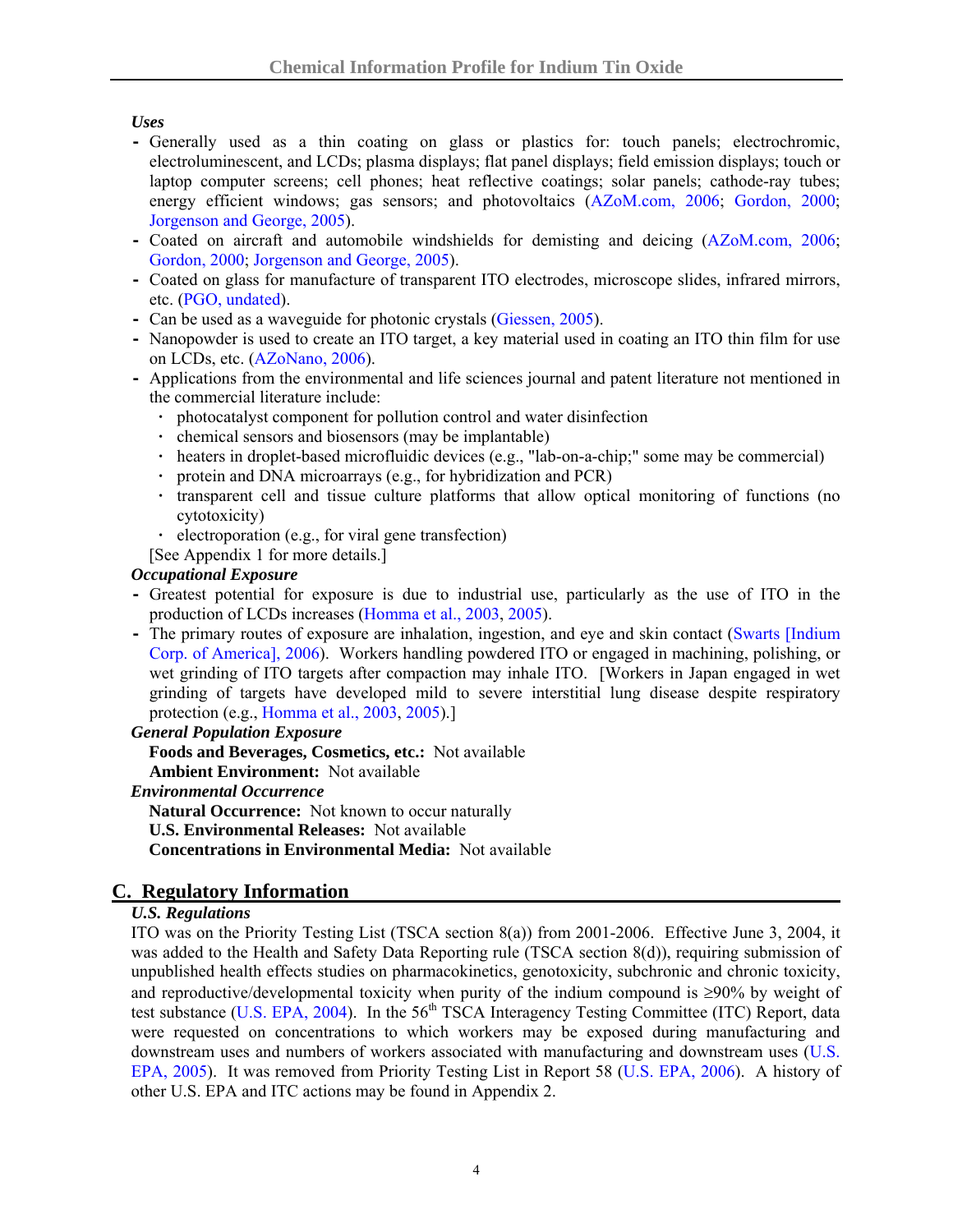*Uses*

- Generally used as a thin coating on glass or plastics for: touch panels; electrochromic, electroluminescent, and LCDs; plasma displays; flat panel displays; field emission displays; touch or laptop computer screens; cell phones; heat reflective coatings; solar panels; cathode-ray tubes; energy efficient windows; gas sensors; and photovoltaics (AZoM.com, 2006; Gordon, 2000; Jorgenson and George, 2005).
- Coated on aircraft and automobile windshields for demisting and deicing (AZoM.com, 2006; Gordon, 2000; Jorgenson and George, 2005).
- Coated on glass for manufacture of transparent ITO electrodes, microscope slides, infrared mirrors, etc. (PGO, undated).
- Can be used as a waveguide for photonic crystals (Giessen, 2005).
- Nanopowder is used to create an ITO target, a key material used in coating an ITO thin film for use on LCDs, etc. (AZoNano, 2006).
- Applications from the environmental and life sciences journal and patent literature not mentioned in the commercial literature include:
  - photocatalyst component for pollution control and water disinfection
  - chemical sensors and biosensors (may be implantable)
  - heaters in droplet-based microfluidic devices (e.g., "lab-on-a-chip;" some may be commercial)
  - protein and DNA microarrays (e.g., for hybridization and PCR)
  - transparent cell and tissue culture platforms that allow optical monitoring of functions (no cytotoxicity)
  - electroporation (e.g., for viral gene transfection)

  [See Appendix 1 for more details.]

*Occupational Exposure*

- Greatest potential for exposure is due to industrial use, particularly as the use of ITO in the production of LCDs increases (Homma et al., 2003, 2005).
- The primary routes of exposure are inhalation, ingestion, and eye and skin contact (Swarts [Indium Corp. of America], 2006). Workers handling powdered ITO or engaged in machining, polishing, or wet grinding of ITO targets after compaction may inhale ITO. [Workers in Japan engaged in wet grinding of targets have developed mild to severe interstitial lung disease despite respiratory protection (e.g., Homma et al., 2003, 2005).]

*General Population Exposure*

**Foods and Beverages, Cosmetics, etc.:** Not available

**Ambient Environment:** Not available

*Environmental Occurrence*

**Natural Occurrence:** Not known to occur naturally

**U.S. Environmental Releases:** Not available

**Concentrations in Environmental Media:** Not available

## C. Regulatory Information

*U.S. Regulations*

ITO was on the Priority Testing List (TSCA section 8(a)) from 2001-2006. Effective June 3, 2004, it was added to the Health and Safety Data Reporting rule (TSCA section 8(d)), requiring submission of unpublished health effects studies on pharmacokinetics, genotoxicity, subchronic and chronic toxicity, and reproductive/developmental toxicity when purity of the indium compound is $\geq$90% by weight of test substance (U.S. EPA, 2004). In the 56th TSCA Interagency Testing Committee (ITC) Report, data were requested on concentrations to which workers may be exposed during manufacturing and downstream uses and numbers of workers associated with manufacturing and downstream uses (U.S. EPA, 2005). It was removed from Priority Testing List in Report 58 (U.S. EPA, 2006). A history of other U.S. EPA and ITC actions may be found in Appendix 2.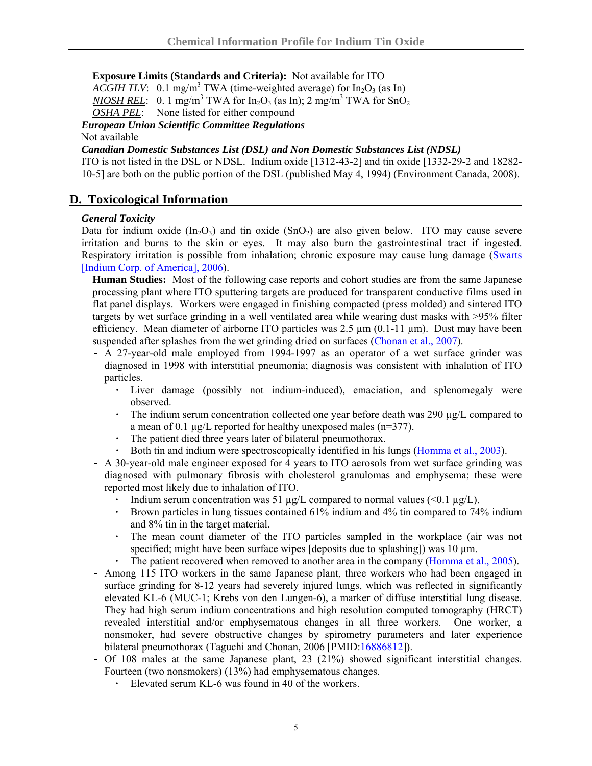**Exposure Limits (Standards and Criteria):** Not available for ITO

*ACGIH TLV*: 0.1 mg/m$^3$ TWA (time-weighted average) for $In_2O_3$ (as In)

*NIOSH REL*: 0. 1 mg/m$^3$ TWA for $In_2O_3$ (as In); 2 mg/m$^3$ TWA for $SnO_2$

*OSHA PEL*: None listed for either compound

***European Union Scientific Committee Regulations***

Not available

***Canadian Domestic Substances List (DSL) and Non Domestic Substances List (NDSL)***

ITO is not listed in the DSL or NDSL. Indium oxide [1312-43-2] and tin oxide [1332-29-2 and 18282-10-5] are both on the public portion of the DSL (published May 4, 1994) (Environment Canada, 2008).

## D. Toxicological Information

***General Toxicity***

Data for indium oxide ($In_2O_3$) and tin oxide ($SnO_2$) are also given below. ITO may cause severe irritation and burns to the skin or eyes. It may also burn the gastrointestinal tract if ingested. Respiratory irritation is possible from inhalation; chronic exposure may cause lung damage (Swarts [Indium Corp. of America], 2006).

**Human Studies:** Most of the following case reports and cohort studies are from the same Japanese processing plant where ITO sputtering targets are produced for transparent conductive films used in flat panel displays. Workers were engaged in finishing compacted (press molded) and sintered ITO targets by wet surface grinding in a well ventilated area while wearing dust masks with >95% filter efficiency. Mean diameter of airborne ITO particles was 2.5 µm (0.1-11 µm). Dust may have been suspended after splashes from the wet grinding dried on surfaces (Chonan et al., 2007).

- A 27-year-old male employed from 1994-1997 as an operator of a wet surface grinder was diagnosed in 1998 with interstitial pneumonia; diagnosis was consistent with inhalation of ITO particles.
  - Liver damage (possibly not indium-induced), emaciation, and splenomegaly were observed.
  - The indium serum concentration collected one year before death was 290 µg/L compared to a mean of 0.1 µg/L reported for healthy unexposed males (n=377).
  - The patient died three years later of bilateral pneumothorax.
  - Both tin and indium were spectroscopically identified in his lungs (Homma et al., 2003).
- A 30-year-old male engineer exposed for 4 years to ITO aerosols from wet surface grinding was diagnosed with pulmonary fibrosis with cholesterol granulomas and emphysema; these were reported most likely due to inhalation of ITO.
  - Indium serum concentration was 51 µg/L compared to normal values (<0.1 µg/L).
  - Brown particles in lung tissues contained 61% indium and 4% tin compared to 74% indium and 8% tin in the target material.
  - The mean count diameter of the ITO particles sampled in the workplace (air was not specified; might have been surface wipes [deposits due to splashing]) was 10 µm.
  - The patient recovered when removed to another area in the company (Homma et al., 2005).
- Among 115 ITO workers in the same Japanese plant, three workers who had been engaged in surface grinding for 8-12 years had severely injured lungs, which was reflected in significantly elevated KL-6 (MUC-1; Krebs von den Lungen-6), a marker of diffuse interstitial lung disease. They had high serum indium concentrations and high resolution computed tomography (HRCT) revealed interstitial and/or emphysematous changes in all three workers. One worker, a nonsmoker, had severe obstructive changes by spirometry parameters and later experience bilateral pneumothorax (Taguchi and Chonan, 2006 [PMID:16886812]).
- Of 108 males at the same Japanese plant, 23 (21%) showed significant interstitial changes. Fourteen (two nonsmokers) (13%) had emphysematous changes.
  - Elevated serum KL-6 was found in 40 of the workers.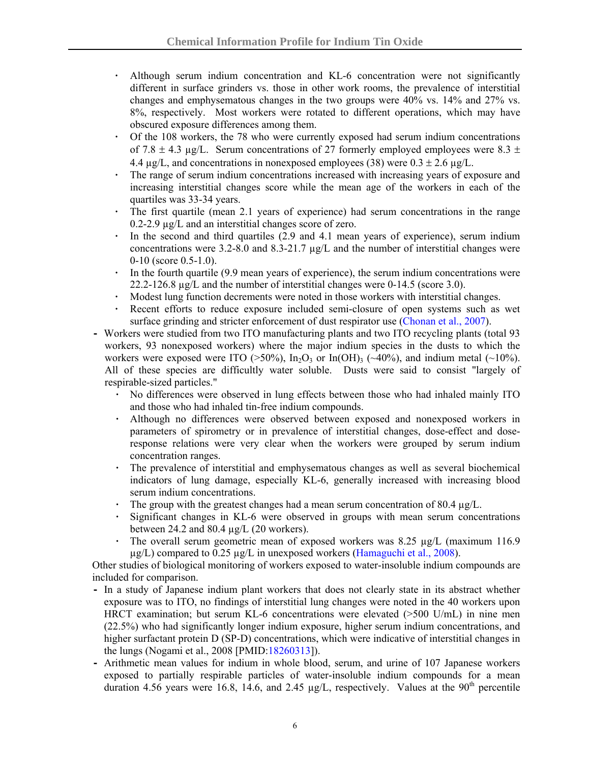- Although serum indium concentration and KL-6 concentration were not significantly different in surface grinders vs. those in other work rooms, the prevalence of interstitial changes and emphysematous changes in the two groups were 40% vs. 14% and 27% vs. 8%, respectively. Most workers were rotated to different operations, which may have obscured exposure differences among them.
- Of the 108 workers, the 78 who were currently exposed had serum indium concentrations of 7.8 ± 4.3 µg/L. Serum concentrations of 27 formerly employed employees were 8.3 ± 4.4 µg/L, and concentrations in nonexposed employees (38) were 0.3 ± 2.6 µg/L.
- The range of serum indium concentrations increased with increasing years of exposure and increasing interstitial changes score while the mean age of the workers in each of the quartiles was 33-34 years.
- The first quartile (mean 2.1 years of experience) had serum concentrations in the range 0.2-2.9 µg/L and an interstitial changes score of zero.
- In the second and third quartiles (2.9 and 4.1 mean years of experience), serum indium concentrations were 3.2-8.0 and 8.3-21.7 µg/L and the number of interstitial changes were 0-10 (score 0.5-1.0).
- In the fourth quartile (9.9 mean years of experience), the serum indium concentrations were 22.2-126.8 µg/L and the number of interstitial changes were 0-14.5 (score 3.0).
- Modest lung function decrements were noted in those workers with interstitial changes.
- Recent efforts to reduce exposure included semi-closure of open systems such as wet surface grinding and stricter enforcement of dust respirator use (Chonan et al., 2007).

- Workers were studied from two ITO manufacturing plants and two ITO recycling plants (total 93 workers, 93 nonexposed workers) where the major indium species in the dusts to which the workers were exposed were ITO (>50%), $In_2O_3$ or $In(OH)_3$ (~40%), and indium metal (~10%). All of these species are difficultly water soluble. Dusts were said to consist "largely of respirable-sized particles."
  - No differences were observed in lung effects between those who had inhaled mainly ITO and those who had inhaled tin-free indium compounds.
  - Although no differences were observed between exposed and nonexposed workers in parameters of spirometry or in prevalence of interstitial changes, dose-effect and dose-response relations were very clear when the workers were grouped by serum indium concentration ranges.
  - The prevalence of interstitial and emphysematous changes as well as several biochemical indicators of lung damage, especially KL-6, generally increased with increasing blood serum indium concentrations.
  - The group with the greatest changes had a mean serum concentration of 80.4 µg/L.
  - Significant changes in KL-6 were observed in groups with mean serum concentrations between 24.2 and 80.4 µg/L (20 workers).
  - The overall serum geometric mean of exposed workers was 8.25 µg/L (maximum 116.9 µg/L) compared to 0.25 µg/L in unexposed workers (Hamaguchi et al., 2008).

Other studies of biological monitoring of workers exposed to water-insoluble indium compounds are included for comparison.

- In a study of Japanese indium plant workers that does not clearly state in its abstract whether exposure was to ITO, no findings of interstitial lung changes were noted in the 40 workers upon HRCT examination; but serum KL-6 concentrations were elevated (>500 U/mL) in nine men (22.5%) who had significantly longer indium exposure, higher serum indium concentrations, and higher surfactant protein D (SP-D) concentrations, which were indicative of interstitial changes in the lungs (Nogami et al., 2008 [PMID:18260313]).
- Arithmetic mean values for indium in whole blood, serum, and urine of 107 Japanese workers exposed to partially respirable particles of water-insoluble indium compounds for a mean duration 4.56 years were 16.8, 14.6, and 2.45 µg/L, respectively. Values at the 90$^{th}$ percentile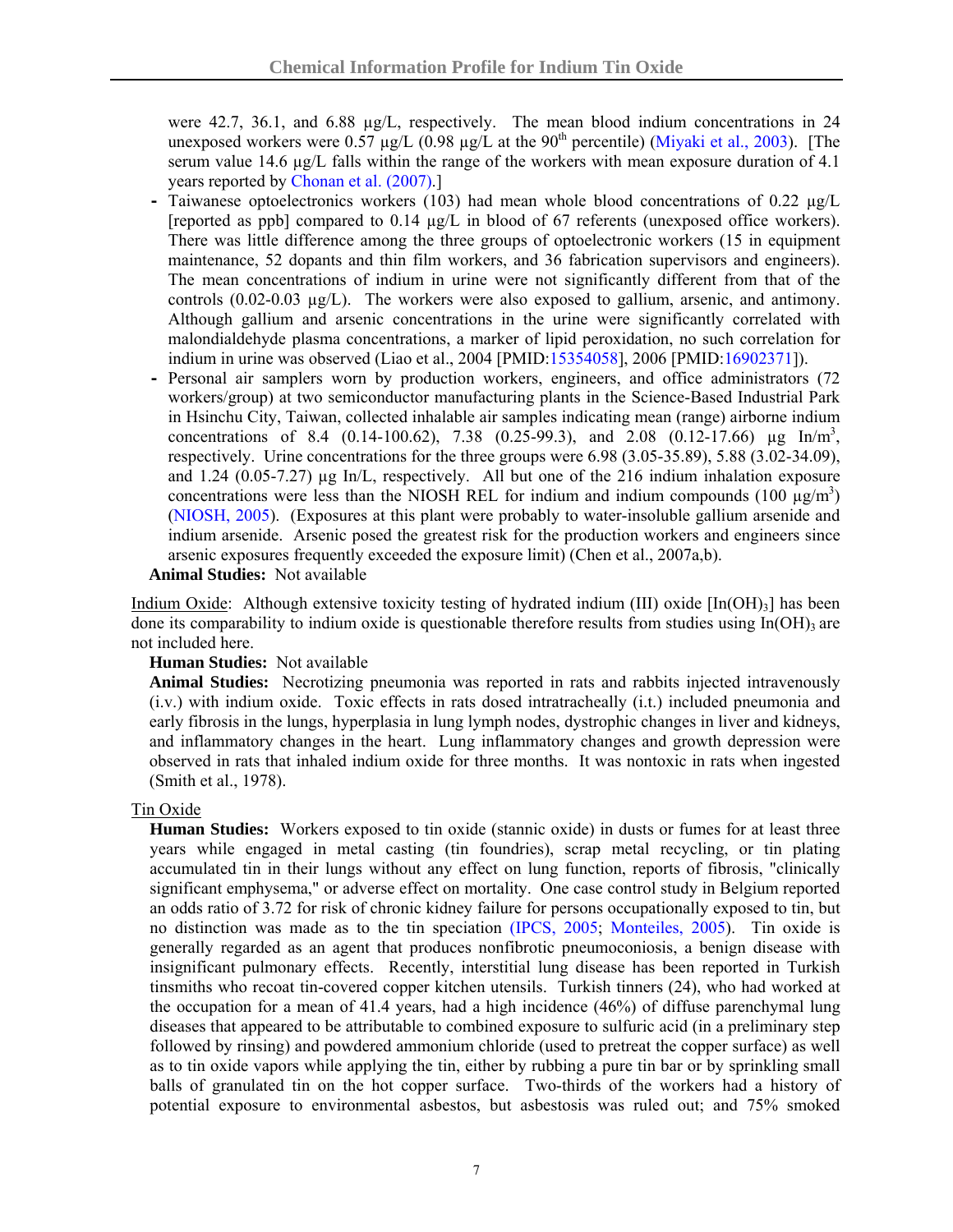were 42.7, 36.1, and 6.88 µg/L, respectively. The mean blood indium concentrations in 24 unexposed workers were 0.57 µg/L (0.98 µg/L at the 90[th] percentile) (Miyaki et al., 2003). [The serum value 14.6 µg/L falls within the range of the workers with mean exposure duration of 4.1 years reported by Chonan et al. (2007).]

- Taiwanese optoelectronics workers (103) had mean whole blood concentrations of 0.22 µg/L [reported as ppb] compared to 0.14 µg/L in blood of 67 referents (unexposed office workers). There was little difference among the three groups of optoelectronic workers (15 in equipment maintenance, 52 dopants and thin film workers, and 36 fabrication supervisors and engineers). The mean concentrations of indium in urine were not significantly different from that of the controls (0.02-0.03 µg/L). The workers were also exposed to gallium, arsenic, and antimony. Although gallium and arsenic concentrations in the urine were significantly correlated with malondialdehyde plasma concentrations, a marker of lipid peroxidation, no such correlation for indium in urine was observed (Liao et al., 2004 [PMID:15354058], 2006 [PMID:16902371]).
- Personal air samplers worn by production workers, engineers, and office administrators (72 workers/group) at two semiconductor manufacturing plants in the Science-Based Industrial Park in Hsinchu City, Taiwan, collected inhalable air samples indicating mean (range) airborne indium concentrations of 8.4 (0.14-100.62), 7.38 (0.25-99.3), and 2.08 (0.12-17.66) µg In/m$^3$, respectively. Urine concentrations for the three groups were 6.98 (3.05-35.89), 5.88 (3.02-34.09), and 1.24 (0.05-7.27) µg In/L, respectively. All but one of the 216 indium inhalation exposure concentrations were less than the NIOSH REL for indium and indium compounds (100 µg/m$^3$) (NIOSH, 2005). (Exposures at this plant were probably to water-insoluble gallium arsenide and indium arsenide. Arsenic posed the greatest risk for the production workers and engineers since arsenic exposures frequently exceeded the exposure limit) (Chen et al., 2007a,b).

**Animal Studies:** Not available

Indium Oxide: Although extensive toxicity testing of hydrated indium (III) oxide [$In(OH)_3$] has been done its comparability to indium oxide is questionable therefore results from studies using $In(OH)_3$ are not included here.

**Human Studies:** Not available

**Animal Studies:** Necrotizing pneumonia was reported in rats and rabbits injected intravenously (i.v.) with indium oxide. Toxic effects in rats dosed intratracheally (i.t.) included pneumonia and early fibrosis in the lungs, hyperplasia in lung lymph nodes, dystrophic changes in liver and kidneys, and inflammatory changes in the heart. Lung inflammatory changes and growth depression were observed in rats that inhaled indium oxide for three months. It was nontoxic in rats when ingested (Smith et al., 1978).

Tin Oxide

**Human Studies:** Workers exposed to tin oxide (stannic oxide) in dusts or fumes for at least three years while engaged in metal casting (tin foundries), scrap metal recycling, or tin plating accumulated tin in their lungs without any effect on lung function, reports of fibrosis, "clinically significant emphysema," or adverse effect on mortality. One case control study in Belgium reported an odds ratio of 3.72 for risk of chronic kidney failure for persons occupationally exposed to tin, but no distinction was made as to the tin speciation (IPCS, 2005; Monteiles, 2005). Tin oxide is generally regarded as an agent that produces nonfibrotic pneumoconiosis, a benign disease with insignificant pulmonary effects. Recently, interstitial lung disease has been reported in Turkish tinsmiths who recoat tin-covered copper kitchen utensils. Turkish tinners (24), who had worked at the occupation for a mean of 41.4 years, had a high incidence (46%) of diffuse parenchymal lung diseases that appeared to be attributable to combined exposure to sulfuric acid (in a preliminary step followed by rinsing) and powdered ammonium chloride (used to pretreat the copper surface) as well as to tin oxide vapors while applying the tin, either by rubbing a pure tin bar or by sprinkling small balls of granulated tin on the hot copper surface. Two-thirds of the workers had a history of potential exposure to environmental asbestos, but asbestosis was ruled out; and 75% smoked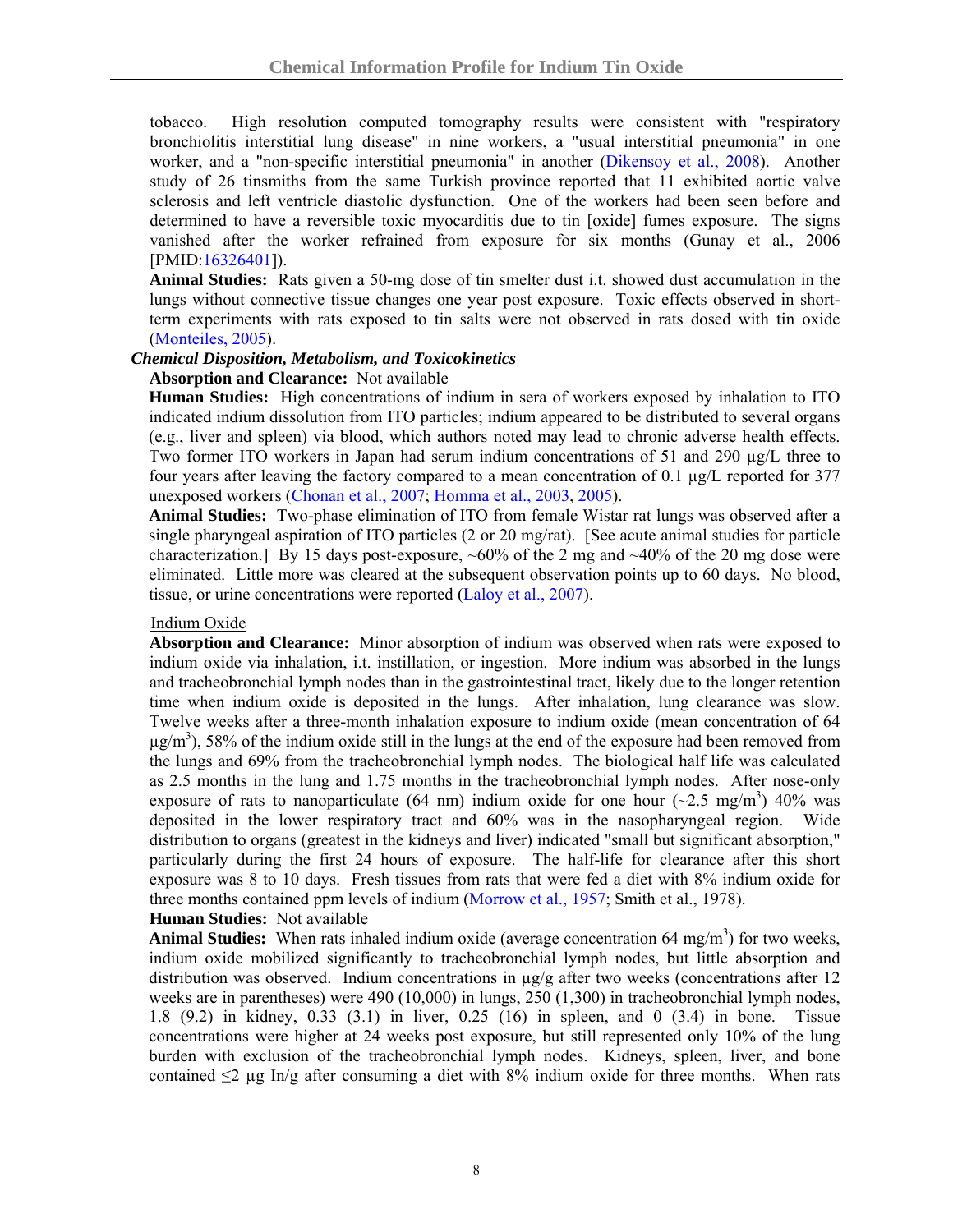tobacco. High resolution computed tomography results were consistent with "respiratory bronchiolitis interstitial lung disease" in nine workers, a "usual interstitial pneumonia" in one worker, and a "non-specific interstitial pneumonia" in another (Dikensoy et al., 2008). Another study of 26 tinsmiths from the same Turkish province reported that 11 exhibited aortic valve sclerosis and left ventricle diastolic dysfunction. One of the workers had been seen before and determined to have a reversible toxic myocarditis due to tin [oxide] fumes exposure. The signs vanished after the worker refrained from exposure for six months (Gunay et al., 2006 [PMID:16326401]).

**Animal Studies:** Rats given a 50-mg dose of tin smelter dust i.t. showed dust accumulation in the lungs without connective tissue changes one year post exposure. Toxic effects observed in short-term experiments with rats exposed to tin salts were not observed in rats dosed with tin oxide (Monteiles, 2005).

***Chemical Disposition, Metabolism, and Toxicokinetics***

**Absorption and Clearance:** Not available

**Human Studies:** High concentrations of indium in sera of workers exposed by inhalation to ITO indicated indium dissolution from ITO particles; indium appeared to be distributed to several organs (e.g., liver and spleen) via blood, which authors noted may lead to chronic adverse health effects. Two former ITO workers in Japan had serum indium concentrations of 51 and 290 µg/L three to four years after leaving the factory compared to a mean concentration of 0.1 µg/L reported for 377 unexposed workers (Chonan et al., 2007; Homma et al., 2003, 2005).

**Animal Studies:** Two-phase elimination of ITO from female Wistar rat lungs was observed after a single pharyngeal aspiration of ITO particles (2 or 20 mg/rat). [See acute animal studies for particle characterization.] By 15 days post-exposure, ~60% of the 2 mg and ~40% of the 20 mg dose were eliminated. Little more was cleared at the subsequent observation points up to 60 days. No blood, tissue, or urine concentrations were reported (Laloy et al., 2007).

Indium Oxide

**Absorption and Clearance:** Minor absorption of indium was observed when rats were exposed to indium oxide via inhalation, i.t. instillation, or ingestion. More indium was absorbed in the lungs and tracheobronchial lymph nodes than in the gastrointestinal tract, likely due to the longer retention time when indium oxide is deposited in the lungs. After inhalation, lung clearance was slow. Twelve weeks after a three-month inhalation exposure to indium oxide (mean concentration of 64 $\mu g/m^3$), 58% of the indium oxide still in the lungs at the end of the exposure had been removed from the lungs and 69% from the tracheobronchial lymph nodes. The biological half life was calculated as 2.5 months in the lung and 1.75 months in the tracheobronchial lymph nodes. After nose-only exposure of rats to nanoparticulate (64 nm) indium oxide for one hour (~2.5 $mg/m^3$) 40% was deposited in the lower respiratory tract and 60% was in the nasopharyngeal region. Wide distribution to organs (greatest in the kidneys and liver) indicated "small but significant absorption," particularly during the first 24 hours of exposure. The half-life for clearance after this short exposure was 8 to 10 days. Fresh tissues from rats that were fed a diet with 8% indium oxide for three months contained ppm levels of indium (Morrow et al., 1957; Smith et al., 1978).

**Human Studies:** Not available

**Animal Studies:** When rats inhaled indium oxide (average concentration 64 $mg/m^3$) for two weeks, indium oxide mobilized significantly to tracheobronchial lymph nodes, but little absorption and distribution was observed. Indium concentrations in µg/g after two weeks (concentrations after 12 weeks are in parentheses) were 490 (10,000) in lungs, 250 (1,300) in tracheobronchial lymph nodes, 1.8 (9.2) in kidney, 0.33 (3.1) in liver, 0.25 (16) in spleen, and 0 (3.4) in bone. Tissue concentrations were higher at 24 weeks post exposure, but still represented only 10% of the lung burden with exclusion of the tracheobronchial lymph nodes. Kidneys, spleen, liver, and bone contained ≤2 µg In/g after consuming a diet with 8% indium oxide for three months. When rats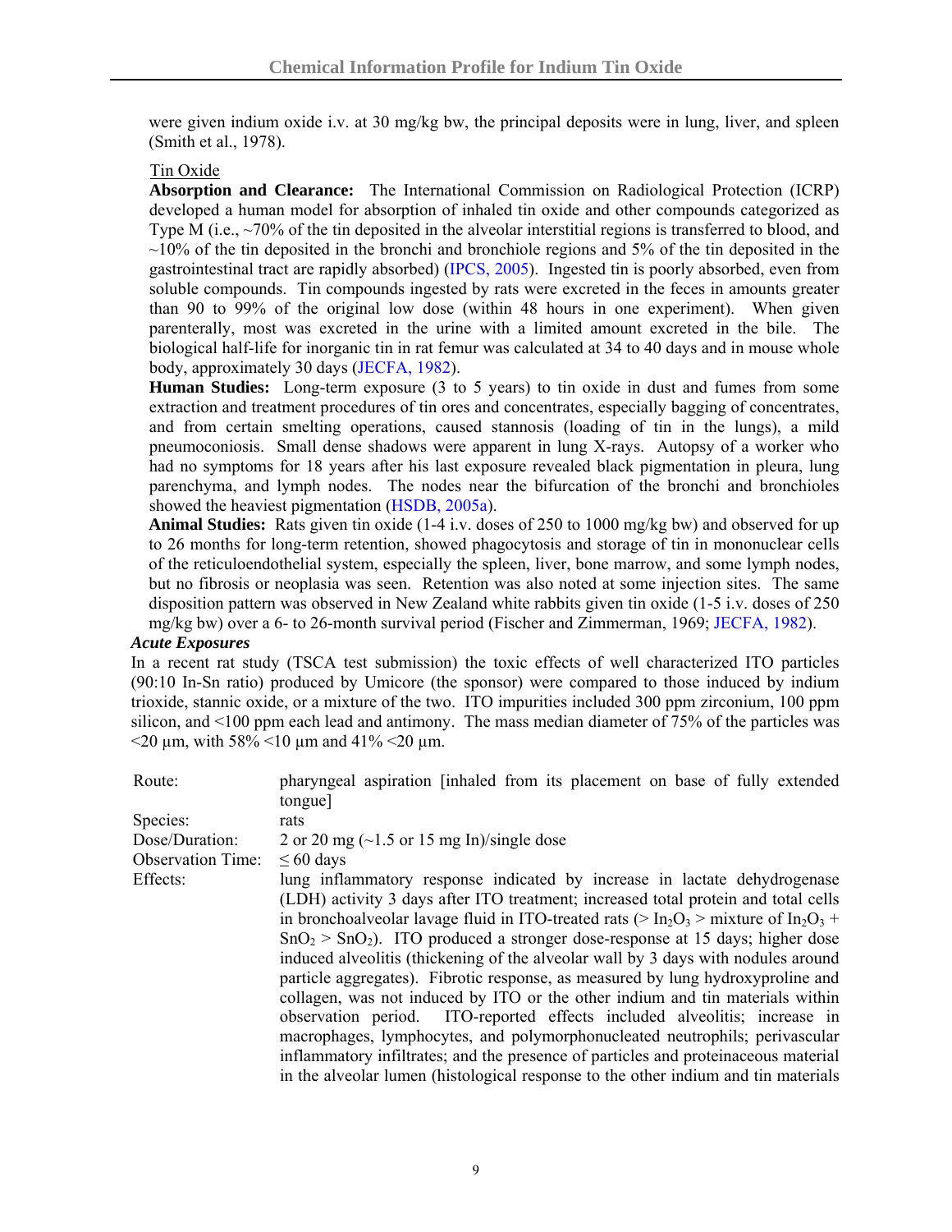were given indium oxide i.v. at 30 mg/kg bw, the principal deposits were in lung, liver, and spleen (Smith et al., 1978).

Tin Oxide

**Absorption and Clearance:** The International Commission on Radiological Protection (ICRP) developed a human model for absorption of inhaled tin oxide and other compounds categorized as Type M (i.e., ~70% of the tin deposited in the alveolar interstitial regions is transferred to blood, and ~10% of the tin deposited in the bronchi and bronchiole regions and 5% of the tin deposited in the gastrointestinal tract are rapidly absorbed) (IPCS, 2005). Ingested tin is poorly absorbed, even from soluble compounds. Tin compounds ingested by rats were excreted in the feces in amounts greater than 90 to 99% of the original low dose (within 48 hours in one experiment). When given parenterally, most was excreted in the urine with a limited amount excreted in the bile. The biological half-life for inorganic tin in rat femur was calculated at 34 to 40 days and in mouse whole body, approximately 30 days (JECFA, 1982).

**Human Studies:** Long-term exposure (3 to 5 years) to tin oxide in dust and fumes from some extraction and treatment procedures of tin ores and concentrates, especially bagging of concentrates, and from certain smelting operations, caused stannosis (loading of tin in the lungs), a mild pneumoconiosis. Small dense shadows were apparent in lung X-rays. Autopsy of a worker who had no symptoms for 18 years after his last exposure revealed black pigmentation in pleura, lung parenchyma, and lymph nodes. The nodes near the bifurcation of the bronchi and bronchioles showed the heaviest pigmentation (HSDB, 2005a).

**Animal Studies:** Rats given tin oxide (1-4 i.v. doses of 250 to 1000 mg/kg bw) and observed for up to 26 months for long-term retention, showed phagocytosis and storage of tin in mononuclear cells of the reticuloendothelial system, especially the spleen, liver, bone marrow, and some lymph nodes, but no fibrosis or neoplasia was seen. Retention was also noted at some injection sites. The same disposition pattern was observed in New Zealand white rabbits given tin oxide (1-5 i.v. doses of 250 mg/kg bw) over a 6- to 26-month survival period (Fischer and Zimmerman, 1969; JECFA, 1982).

***Acute Exposures***

In a recent rat study (TSCA test submission) the toxic effects of well characterized ITO particles (90:10 In-Sn ratio) produced by Umicore (the sponsor) were compared to those induced by indium trioxide, stannic oxide, or a mixture of the two. ITO impurities included 300 ppm zirconium, 100 ppm silicon, and <100 ppm each lead and antimony. The mass median diameter of 75% of the particles was <20 µm, with 58% <10 µm and 41% <20 µm.

| | |
|---|---|
| Route: | pharyngeal aspiration [inhaled from its placement on base of fully extended tongue] |
| Species: | rats |
| Dose/Duration: | 2 or 20 mg (~1.5 or 15 mg In)/single dose |
| Observation Time: | ≤ 60 days |
| Effects: | lung inflammatory response indicated by increase in lactate dehydrogenase (LDH) activity 3 days after ITO treatment; increased total protein and total cells in bronchoalveolar lavage fluid in ITO-treated rats (> $In_2O_3$ > mixture of $In_2O_3$ + $SnO_2$ > $SnO_2$). ITO produced a stronger dose-response at 15 days; higher dose induced alveolitis (thickening of the alveolar wall by 3 days with nodules around particle aggregates). Fibrotic response, as measured by lung hydroxyproline and collagen, was not induced by ITO or the other indium and tin materials within observation period. ITO-reported effects included alveolitis; increase in macrophages, lymphocytes, and polymorphonucleated neutrophils; perivascular inflammatory infiltrates; and the presence of particles and proteinaceous material in the alveolar lumen (histological response to the other indium and tin materials |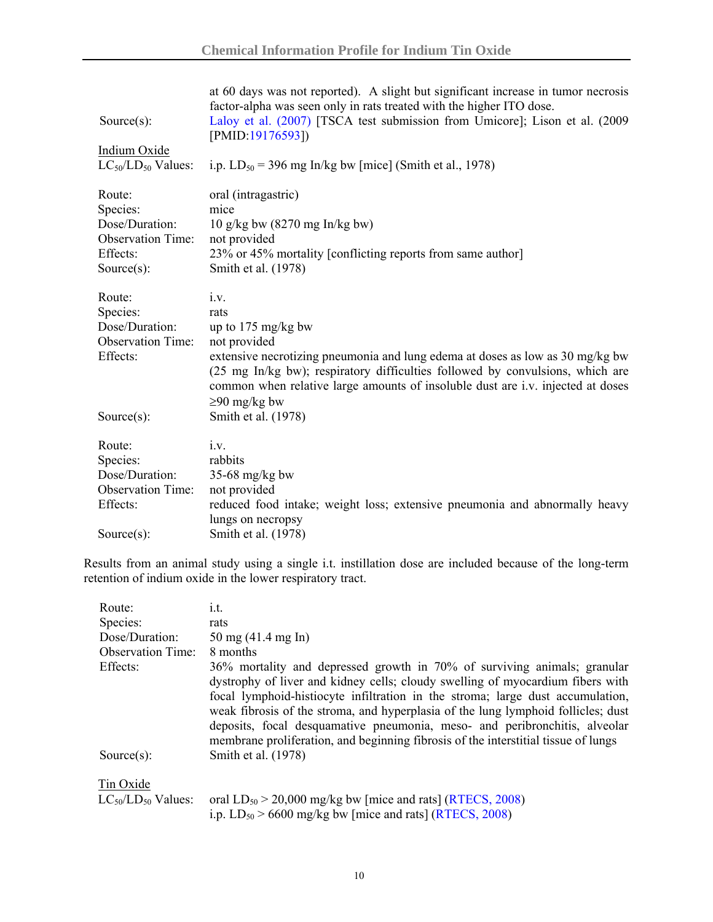at 60 days was not reported). A slight but significant increase in tumor necrosis factor-alpha was seen only in rats treated with the higher ITO dose.

Source(s): Laloy et al. (2007) [TSCA test submission from Umicore]; Lison et al. (2009 [PMID:19176593])

Indium Oxide

$LC_{50}/LD_{50}$ Values: i.p. $LD_{50}$ = 396 mg In/kg bw [mice] (Smith et al., 1978)

Route: oral (intragastric)
Species: mice
Dose/Duration: 10 g/kg bw (8270 mg In/kg bw)
Observation Time: not provided
Effects: 23% or 45% mortality [conflicting reports from same author]
Source(s): Smith et al. (1978)

Route: i.v.
Species: rats
Dose/Duration: up to 175 mg/kg bw
Observation Time: not provided
Effects: extensive necrotizing pneumonia and lung edema at doses as low as 30 mg/kg bw (25 mg In/kg bw); respiratory difficulties followed by convulsions, which are common when relative large amounts of insoluble dust are i.v. injected at doses ≥90 mg/kg bw
Source(s): Smith et al. (1978)

Route: i.v.
Species: rabbits
Dose/Duration: 35-68 mg/kg bw
Observation Time: not provided
Effects: reduced food intake; weight loss; extensive pneumonia and abnormally heavy lungs on necropsy
Source(s): Smith et al. (1978)

Results from an animal study using a single i.t. instillation dose are included because of the long-term retention of indium oxide in the lower respiratory tract.

Route: i.t.
Species: rats
Dose/Duration: 50 mg (41.4 mg In)
Observation Time: 8 months
Effects: 36% mortality and depressed growth in 70% of surviving animals; granular dystrophy of liver and kidney cells; cloudy swelling of myocardium fibers with focal lymphoid-histiocyte infiltration in the stroma; large dust accumulation, weak fibrosis of the stroma, and hyperplasia of the lung lymphoid follicles; dust deposits, focal desquamative pneumonia, meso- and peribronchitis, alveolar membrane proliferation, and beginning fibrosis of the interstitial tissue of lungs
Source(s): Smith et al. (1978)

Tin Oxide

$LC_{50}/LD_{50}$ Values: oral $LD_{50}$ > 20,000 mg/kg bw [mice and rats] (RTECS, 2008)
i.p. $LD_{50}$ > 6600 mg/kg bw [mice and rats] (RTECS, 2008)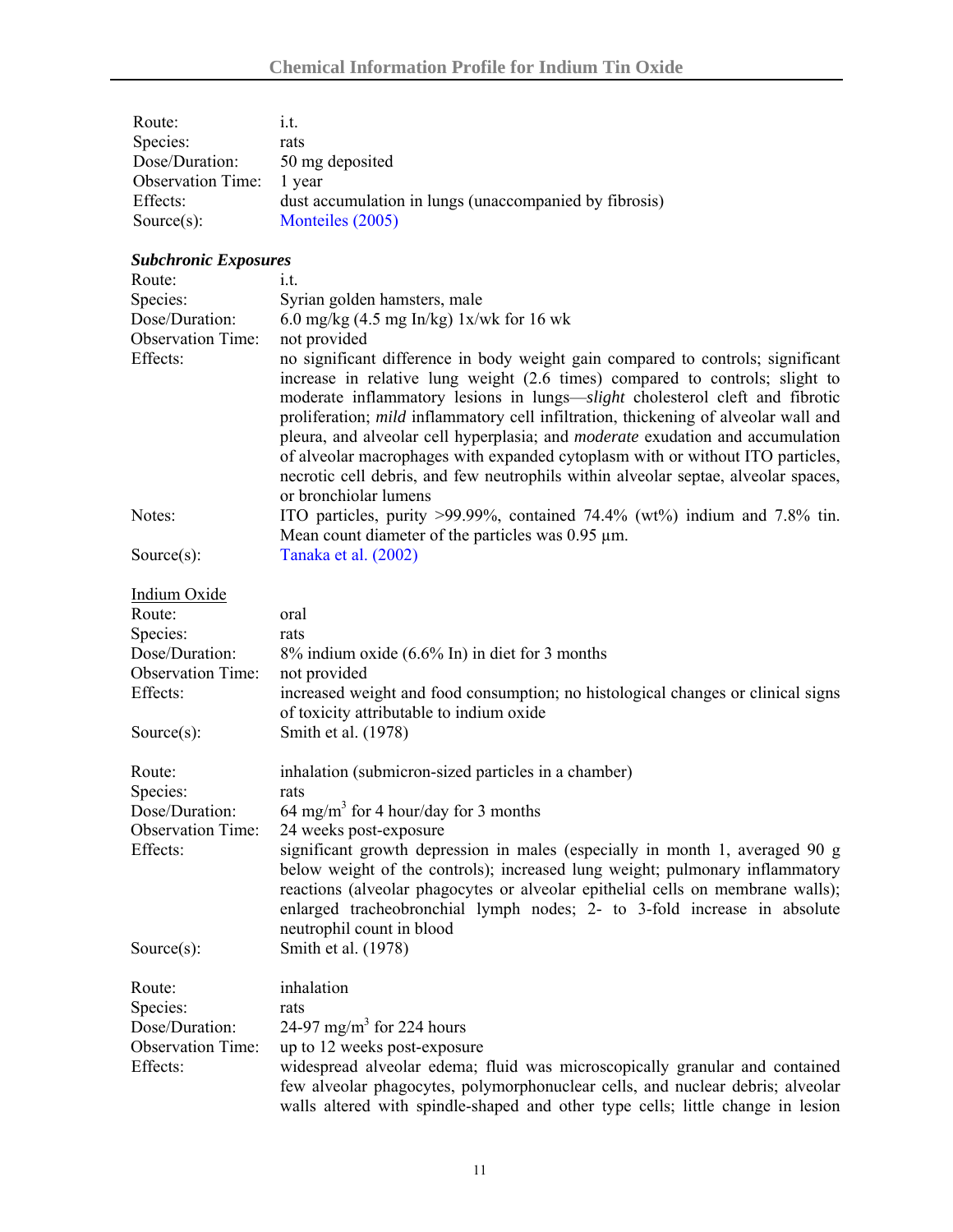Route: i.t.
Species: rats
Dose/Duration: 50 mg deposited
Observation Time: 1 year
Effects: dust accumulation in lungs (unaccompanied by fibrosis)
Source(s): Monteiles (2005)

***Subchronic Exposures***

Route: i.t.
Species: Syrian golden hamsters, male
Dose/Duration: 6.0 mg/kg (4.5 mg In/kg) 1x/wk for 16 wk
Observation Time: not provided
Effects: no significant difference in body weight gain compared to controls; significant increase in relative lung weight (2.6 times) compared to controls; slight to moderate inflammatory lesions in lungs—*slight* cholesterol cleft and fibrotic proliferation; *mild* inflammatory cell infiltration, thickening of alveolar wall and pleura, and alveolar cell hyperplasia; and *moderate* exudation and accumulation of alveolar macrophages with expanded cytoplasm with or without ITO particles, necrotic cell debris, and few neutrophils within alveolar septae, alveolar spaces, or bronchiolar lumens
Notes: ITO particles, purity >99.99%, contained 74.4% (wt%) indium and 7.8% tin. Mean count diameter of the particles was 0.95 µm.
Source(s): Tanaka et al. (2002)

Indium Oxide

Route: oral
Species: rats
Dose/Duration: 8% indium oxide (6.6% In) in diet for 3 months
Observation Time: not provided
Effects: increased weight and food consumption; no histological changes or clinical signs of toxicity attributable to indium oxide
Source(s): Smith et al. (1978)

Route: inhalation (submicron-sized particles in a chamber)
Species: rats
Dose/Duration: 64 mg/m$^3$ for 4 hour/day for 3 months
Observation Time: 24 weeks post-exposure
Effects: significant growth depression in males (especially in month 1, averaged 90 g below weight of the controls); increased lung weight; pulmonary inflammatory reactions (alveolar phagocytes or alveolar epithelial cells on membrane walls); enlarged tracheobronchial lymph nodes; 2- to 3-fold increase in absolute neutrophil count in blood
Source(s): Smith et al. (1978)

Route: inhalation
Species: rats
Dose/Duration: 24-97 mg/m$^3$ for 224 hours
Observation Time: up to 12 weeks post-exposure
Effects: widespread alveolar edema; fluid was microscopically granular and contained few alveolar phagocytes, polymorphonuclear cells, and nuclear debris; alveolar walls altered with spindle-shaped and other type cells; little change in lesion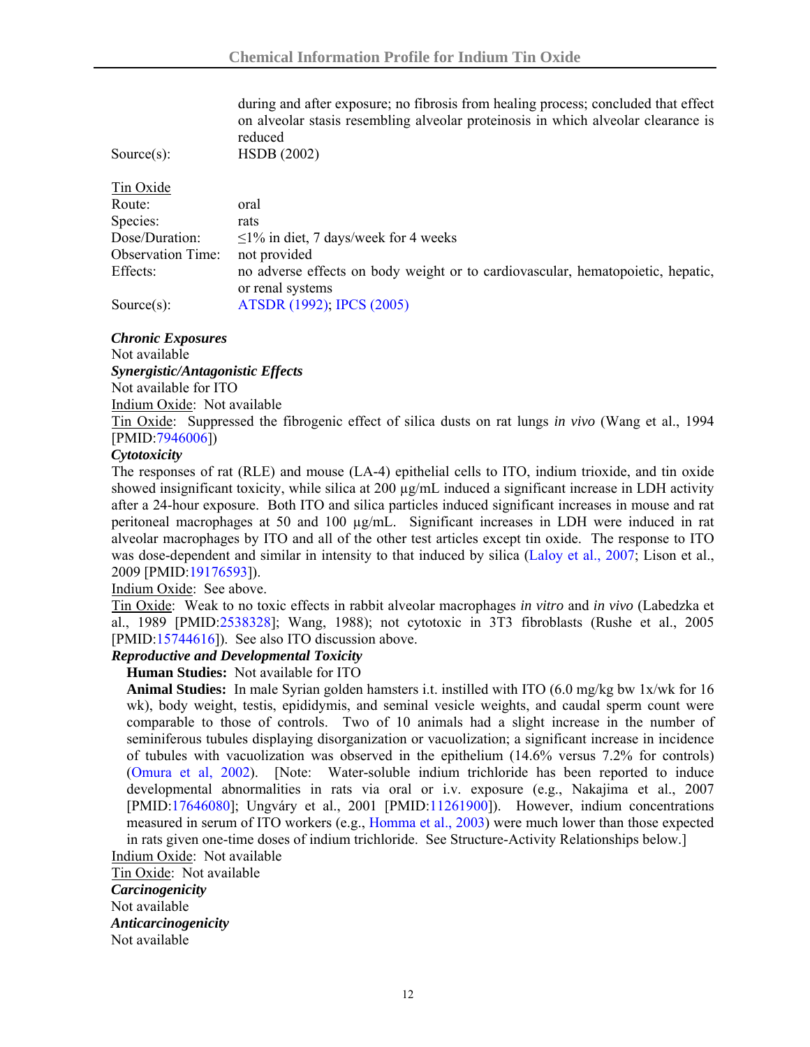| | |
|---|---|
| | during and after exposure; no fibrosis from healing process; concluded that effect on alveolar stasis resembling alveolar proteinosis in which alveolar clearance is reduced |
| Source(s): | HSDB (2002) |

Tin Oxide

| | |
|---|---|
| Route: | oral |
| Species: | rats |
| Dose/Duration: | ≤1% in diet, 7 days/week for 4 weeks |
| Observation Time: | not provided |
| Effects: | no adverse effects on body weight or to cardiovascular, hematopoietic, hepatic, or renal systems |
| Source(s): | ATSDR (1992); IPCS (2005) |

***Chronic Exposures***

Not available

***Synergistic/Antagonistic Effects***

Not available for ITO

Indium Oxide: Not available

Tin Oxide: Suppressed the fibrogenic effect of silica dusts on rat lungs *in vivo* (Wang et al., 1994 [PMID:7946006])

***Cytotoxicity***

The responses of rat (RLE) and mouse (LA-4) epithelial cells to ITO, indium trioxide, and tin oxide showed insignificant toxicity, while silica at 200 µg/mL induced a significant increase in LDH activity after a 24-hour exposure. Both ITO and silica particles induced significant increases in mouse and rat peritoneal macrophages at 50 and 100 µg/mL. Significant increases in LDH were induced in rat alveolar macrophages by ITO and all of the other test articles except tin oxide. The response to ITO was dose-dependent and similar in intensity to that induced by silica (Laloy et al., 2007; Lison et al., 2009 [PMID:19176593]).

Indium Oxide: See above.

Tin Oxide: Weak to no toxic effects in rabbit alveolar macrophages *in vitro* and *in vivo* (Labedzka et al., 1989 [PMID:2538328]; Wang, 1988); not cytotoxic in 3T3 fibroblasts (Rushe et al., 2005 [PMID:15744616]). See also ITO discussion above.

***Reproductive and Developmental Toxicity***

**Human Studies:** Not available for ITO

**Animal Studies:** In male Syrian golden hamsters i.t. instilled with ITO (6.0 mg/kg bw 1x/wk for 16 wk), body weight, testis, epididymis, and seminal vesicle weights, and caudal sperm count were comparable to those of controls. Two of 10 animals had a slight increase in the number of seminiferous tubules displaying disorganization or vacuolization; a significant increase in incidence of tubules with vacuolization was observed in the epithelium (14.6% versus 7.2% for controls) (Omura et al, 2002). [Note: Water-soluble indium trichloride has been reported to induce developmental abnormalities in rats via oral or i.v. exposure (e.g., Nakajima et al., 2007 [PMID:17646080]; Ungváry et al., 2001 [PMID:11261900]). However, indium concentrations measured in serum of ITO workers (e.g., Homma et al., 2003) were much lower than those expected in rats given one-time doses of indium trichloride. See Structure-Activity Relationships below.]

Indium Oxide: Not available

Tin Oxide: Not available

***Carcinogenicity***

Not available

***Anticarcinogenicity***

Not available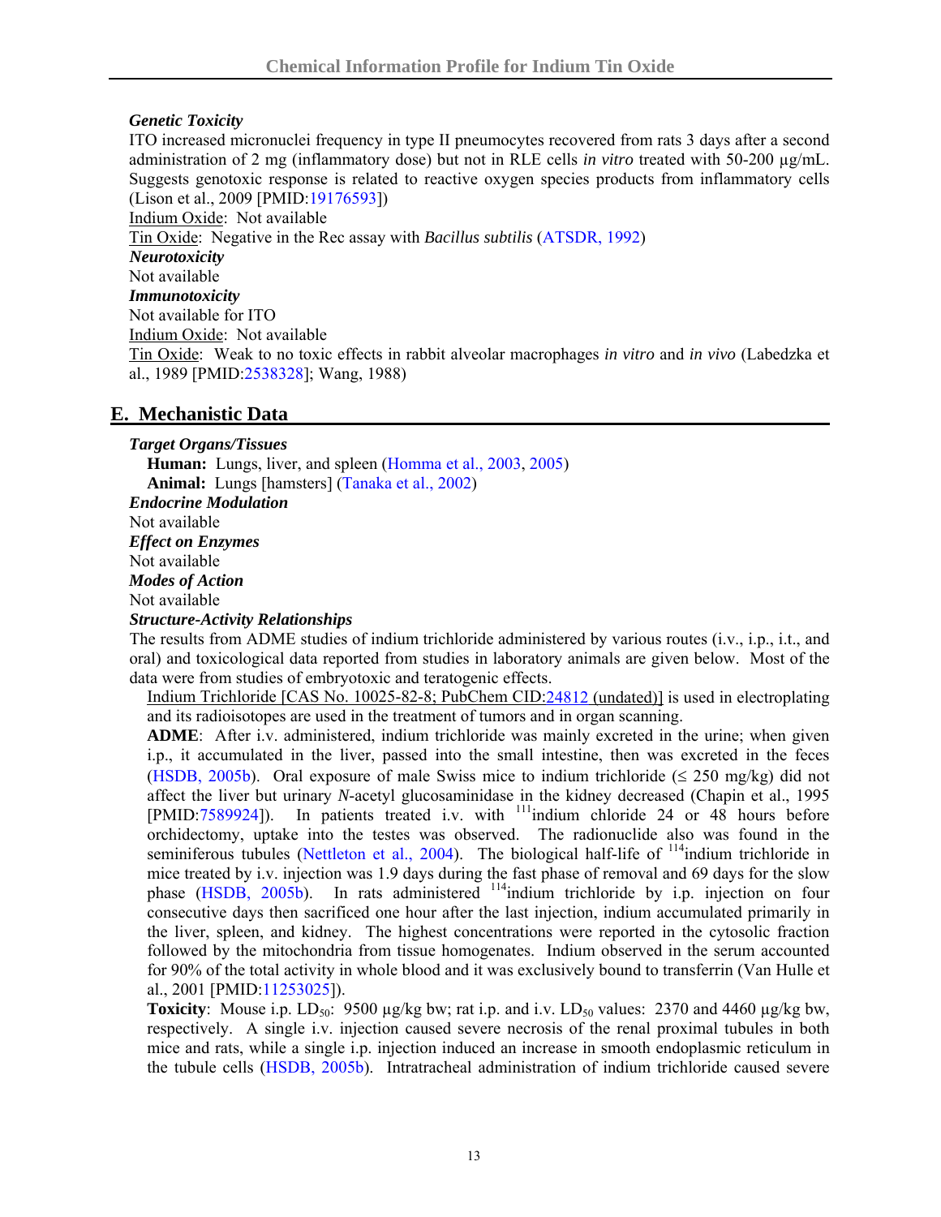***Genetic Toxicity***

ITO increased micronuclei frequency in type II pneumocytes recovered from rats 3 days after a second administration of 2 mg (inflammatory dose) but not in RLE cells *in vitro* treated with 50-200 µg/mL. Suggests genotoxic response is related to reactive oxygen species products from inflammatory cells (Lison et al., 2009 [PMID:19176593])

Indium Oxide: Not available

Tin Oxide: Negative in the Rec assay with *Bacillus subtilis* (ATSDR, 1992)

***Neurotoxicity***

Not available

***Immunotoxicity***

Not available for ITO

Indium Oxide: Not available

Tin Oxide: Weak to no toxic effects in rabbit alveolar macrophages *in vitro* and *in vivo* (Labedzka et al., 1989 [PMID:2538328]; Wang, 1988)

## E. Mechanistic Data

***Target Organs/Tissues***

**Human:** Lungs, liver, and spleen (Homma et al., 2003, 2005)

**Animal:** Lungs [hamsters] (Tanaka et al., 2002)

***Endocrine Modulation***

Not available

***Effect on Enzymes***

Not available

***Modes of Action***

Not available

***Structure-Activity Relationships***

The results from ADME studies of indium trichloride administered by various routes (i.v., i.p., i.t., and oral) and toxicological data reported from studies in laboratory animals are given below. Most of the data were from studies of embryotoxic and teratogenic effects.

Indium Trichloride [CAS No. 10025-82-8; PubChem CID:24812 (undated)] is used in electroplating and its radioisotopes are used in the treatment of tumors and in organ scanning.

**ADME**: After i.v. administered, indium trichloride was mainly excreted in the urine; when given i.p., it accumulated in the liver, passed into the small intestine, then was excreted in the feces (HSDB, 2005b). Oral exposure of male Swiss mice to indium trichloride (≤ 250 mg/kg) did not affect the liver but urinary *N*-acetyl glucosaminidase in the kidney decreased (Chapin et al., 1995 [PMID:7589924]). In patients treated i.v. with $^{111}$indium chloride 24 or 48 hours before orchidectomy, uptake into the testes was observed. The radionuclide also was found in the seminiferous tubules (Nettleton et al., 2004). The biological half-life of $^{114}$indium trichloride in mice treated by i.v. injection was 1.9 days during the fast phase of removal and 69 days for the slow phase (HSDB, 2005b). In rats administered $^{114}$indium trichloride by i.p. injection on four consecutive days then sacrificed one hour after the last injection, indium accumulated primarily in the liver, spleen, and kidney. The highest concentrations were reported in the cytosolic fraction followed by the mitochondria from tissue homogenates. Indium observed in the serum accounted for 90% of the total activity in whole blood and it was exclusively bound to transferrin (Van Hulle et al., 2001 [PMID:11253025]).

**Toxicity**: Mouse i.p. $LD_{50}$: 9500 µg/kg bw; rat i.p. and i.v. $LD_{50}$ values: 2370 and 4460 µg/kg bw, respectively. A single i.v. injection caused severe necrosis of the renal proximal tubules in both mice and rats, while a single i.p. injection induced an increase in smooth endoplasmic reticulum in the tubule cells (HSDB, 2005b). Intratracheal administration of indium trichloride caused severe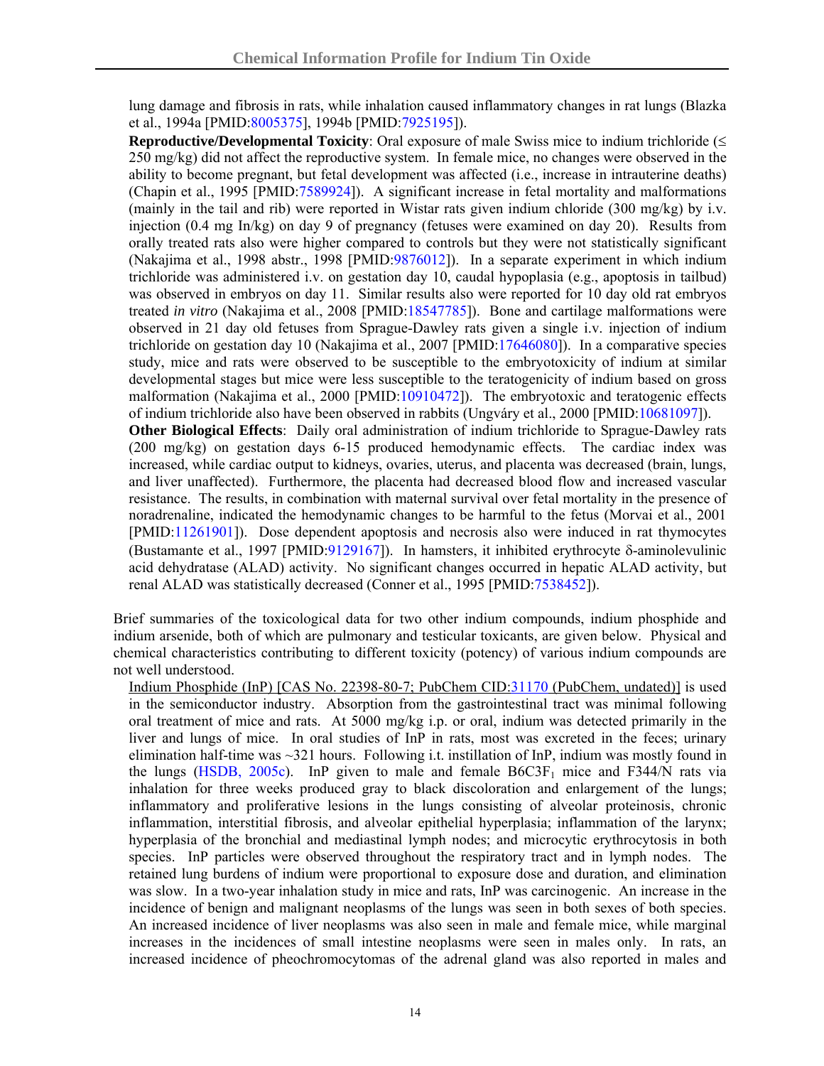lung damage and fibrosis in rats, while inhalation caused inflammatory changes in rat lungs (Blazka et al., 1994a [PMID:8005375], 1994b [PMID:7925195]).

**Reproductive/Developmental Toxicity**: Oral exposure of male Swiss mice to indium trichloride (≤ 250 mg/kg) did not affect the reproductive system. In female mice, no changes were observed in the ability to become pregnant, but fetal development was affected (i.e., increase in intrauterine deaths) (Chapin et al., 1995 [PMID:7589924]). A significant increase in fetal mortality and malformations (mainly in the tail and rib) were reported in Wistar rats given indium chloride (300 mg/kg) by i.v. injection (0.4 mg In/kg) on day 9 of pregnancy (fetuses were examined on day 20). Results from orally treated rats also were higher compared to controls but they were not statistically significant (Nakajima et al., 1998 abstr., 1998 [PMID:9876012]). In a separate experiment in which indium trichloride was administered i.v. on gestation day 10, caudal hypoplasia (e.g., apoptosis in tailbud) was observed in embryos on day 11. Similar results also were reported for 10 day old rat embryos treated *in vitro* (Nakajima et al., 2008 [PMID:18547785]). Bone and cartilage malformations were observed in 21 day old fetuses from Sprague-Dawley rats given a single i.v. injection of indium trichloride on gestation day 10 (Nakajima et al., 2007 [PMID:17646080]). In a comparative species study, mice and rats were observed to be susceptible to the embryotoxicity of indium at similar developmental stages but mice were less susceptible to the teratogenicity of indium based on gross malformation (Nakajima et al., 2000 [PMID:10910472]). The embryotoxic and teratogenic effects of indium trichloride also have been observed in rabbits (Ungváry et al., 2000 [PMID:10681097]).

**Other Biological Effects**: Daily oral administration of indium trichloride to Sprague-Dawley rats (200 mg/kg) on gestation days 6-15 produced hemodynamic effects. The cardiac index was increased, while cardiac output to kidneys, ovaries, uterus, and placenta was decreased (brain, lungs, and liver unaffected). Furthermore, the placenta had decreased blood flow and increased vascular resistance. The results, in combination with maternal survival over fetal mortality in the presence of noradrenaline, indicated the hemodynamic changes to be harmful to the fetus (Morvai et al., 2001 [PMID:11261901]). Dose dependent apoptosis and necrosis also were induced in rat thymocytes (Bustamante et al., 1997 [PMID:9129167]). In hamsters, it inhibited erythrocyte δ-aminolevulinic acid dehydratase (ALAD) activity. No significant changes occurred in hepatic ALAD activity, but renal ALAD was statistically decreased (Conner et al., 1995 [PMID:7538452]).

Brief summaries of the toxicological data for two other indium compounds, indium phosphide and indium arsenide, both of which are pulmonary and testicular toxicants, are given below. Physical and chemical characteristics contributing to different toxicity (potency) of various indium compounds are not well understood.

Indium Phosphide (InP) [CAS No. 22398-80-7; PubChem CID:31170 (PubChem, undated)] is used in the semiconductor industry. Absorption from the gastrointestinal tract was minimal following oral treatment of mice and rats. At 5000 mg/kg i.p. or oral, indium was detected primarily in the liver and lungs of mice. In oral studies of InP in rats, most was excreted in the feces; urinary elimination half-time was ~321 hours. Following i.t. instillation of InP, indium was mostly found in the lungs (HSDB, 2005c). InP given to male and female $B6C3F_1$ mice and F344/N rats via inhalation for three weeks produced gray to black discoloration and enlargement of the lungs; inflammatory and proliferative lesions in the lungs consisting of alveolar proteinosis, chronic inflammation, interstitial fibrosis, and alveolar epithelial hyperplasia; inflammation of the larynx; hyperplasia of the bronchial and mediastinal lymph nodes; and microcytic erythrocytosis in both species. InP particles were observed throughout the respiratory tract and in lymph nodes. The retained lung burdens of indium were proportional to exposure dose and duration, and elimination was slow. In a two-year inhalation study in mice and rats, InP was carcinogenic. An increase in the incidence of benign and malignant neoplasms of the lungs was seen in both sexes of both species. An increased incidence of liver neoplasms was also seen in male and female mice, while marginal increases in the incidences of small intestine neoplasms were seen in males only. In rats, an increased incidence of pheochromocytomas of the adrenal gland was also reported in males and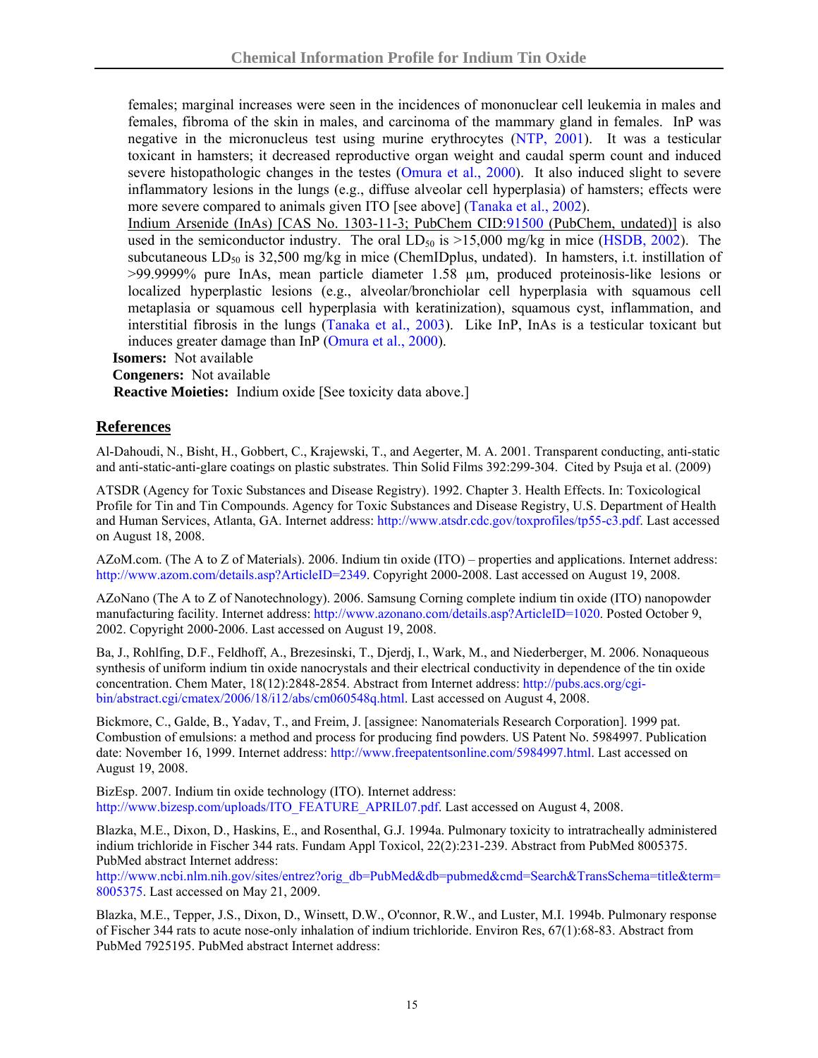females; marginal increases were seen in the incidences of mononuclear cell leukemia in males and females, fibroma of the skin in males, and carcinoma of the mammary gland in females. InP was negative in the micronucleus test using murine erythrocytes (NTP, 2001). It was a testicular toxicant in hamsters; it decreased reproductive organ weight and caudal sperm count and induced severe histopathologic changes in the testes (Omura et al., 2000). It also induced slight to severe inflammatory lesions in the lungs (e.g., diffuse alveolar cell hyperplasia) of hamsters; effects were more severe compared to animals given ITO [see above] (Tanaka et al., 2002).

Indium Arsenide (InAs) [CAS No. 1303-11-3; PubChem CID:91500 (PubChem, undated)] is also used in the semiconductor industry. The oral $LD_{50}$ is >15,000 mg/kg in mice (HSDB, 2002). The subcutaneous $LD_{50}$ is 32,500 mg/kg in mice (ChemIDplus, undated). In hamsters, i.t. instillation of >99.9999% pure InAs, mean particle diameter 1.58 µm, produced proteinosis-like lesions or localized hyperplastic lesions (e.g., alveolar/bronchiolar cell hyperplasia with squamous cell metaplasia or squamous cell hyperplasia with keratinization), squamous cyst, inflammation, and interstitial fibrosis in the lungs (Tanaka et al., 2003). Like InP, InAs is a testicular toxicant but induces greater damage than InP (Omura et al., 2000).

**Isomers:** Not available

**Congeners:** Not available

**Reactive Moieties:** Indium oxide [See toxicity data above.]

## References

Al-Dahoudi, N., Bisht, H., Gobbert, C., Krajewski, T., and Aegerter, M. A. 2001. Transparent conducting, anti-static and anti-static-anti-glare coatings on plastic substrates. Thin Solid Films 392:299-304. Cited by Psuja et al. (2009)

ATSDR (Agency for Toxic Substances and Disease Registry). 1992. Chapter 3. Health Effects. In: Toxicological Profile for Tin and Tin Compounds. Agency for Toxic Substances and Disease Registry, U.S. Department of Health and Human Services, Atlanta, GA. Internet address: http://www.atsdr.cdc.gov/toxprofiles/tp55-c3.pdf. Last accessed on August 18, 2008.

AZoM.com. (The A to Z of Materials). 2006. Indium tin oxide (ITO) – properties and applications. Internet address: http://www.azom.com/details.asp?ArticleID=2349. Copyright 2000-2008. Last accessed on August 19, 2008.

AZoNano (The A to Z of Nanotechnology). 2006. Samsung Corning complete indium tin oxide (ITO) nanopowder manufacturing facility. Internet address: http://www.azonano.com/details.asp?ArticleID=1020. Posted October 9, 2002. Copyright 2000-2006. Last accessed on August 19, 2008.

Ba, J., Rohlfing, D.F., Feldhoff, A., Brezesinski, T., Djerdj, I., Wark, M., and Niederberger, M. 2006. Nonaqueous synthesis of uniform indium tin oxide nanocrystals and their electrical conductivity in dependence of the tin oxide concentration. Chem Mater, 18(12):2848-2854. Abstract from Internet address: http://pubs.acs.org/cgi-bin/abstract.cgi/cmatex/2006/18/i12/abs/cm060548q.html. Last accessed on August 4, 2008.

Bickmore, C., Galde, B., Yadav, T., and Freim, J. [assignee: Nanomaterials Research Corporation]. 1999 pat. Combustion of emulsions: a method and process for producing find powders. US Patent No. 5984997. Publication date: November 16, 1999. Internet address: http://www.freepatentsonline.com/5984997.html. Last accessed on August 19, 2008.

BizEsp. 2007. Indium tin oxide technology (ITO). Internet address: http://www.bizesp.com/uploads/ITO_FEATURE_APRIL07.pdf. Last accessed on August 4, 2008.

Blazka, M.E., Dixon, D., Haskins, E., and Rosenthal, G.J. 1994a. Pulmonary toxicity to intratracheally administered indium trichloride in Fischer 344 rats. Fundam Appl Toxicol, 22(2):231-239. Abstract from PubMed 8005375. PubMed abstract Internet address: http://www.ncbi.nlm.nih.gov/sites/entrez?orig_db=PubMed&db=pubmed&cmd=Search&TransSchema=title&term=8005375. Last accessed on May 21, 2009.

Blazka, M.E., Tepper, J.S., Dixon, D., Winsett, D.W., O'connor, R.W., and Luster, M.I. 1994b. Pulmonary response of Fischer 344 rats to acute nose-only inhalation of indium trichloride. Environ Res, 67(1):68-83. Abstract from PubMed 7925195. PubMed abstract Internet address: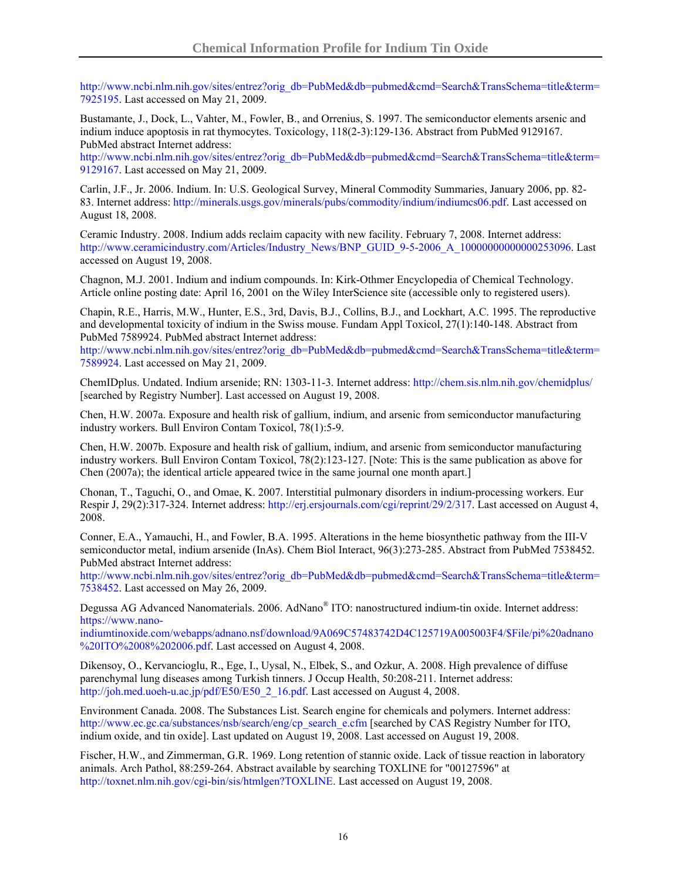http://www.ncbi.nlm.nih.gov/sites/entrez?orig_db=PubMed&db=pubmed&cmd=Search&TransSchema=title&term=7925195. Last accessed on May 21, 2009.

Bustamante, J., Dock, L., Vahter, M., Fowler, B., and Orrenius, S. 1997. The semiconductor elements arsenic and indium induce apoptosis in rat thymocytes. Toxicology, 118(2-3):129-136. Abstract from PubMed 9129167. PubMed abstract Internet address: http://www.ncbi.nlm.nih.gov/sites/entrez?orig_db=PubMed&db=pubmed&cmd=Search&TransSchema=title&term=9129167. Last accessed on May 21, 2009.

Carlin, J.F., Jr. 2006. Indium. In: U.S. Geological Survey, Mineral Commodity Summaries, January 2006, pp. 82-83. Internet address: http://minerals.usgs.gov/minerals/pubs/commodity/indium/indiumcs06.pdf. Last accessed on August 18, 2008.

Ceramic Industry. 2008. Indium adds reclaim capacity with new facility. February 7, 2008. Internet address: http://www.ceramicindustry.com/Articles/Industry_News/BNP_GUID_9-5-2006_A_10000000000000253096. Last accessed on August 19, 2008.

Chagnon, M.J. 2001. Indium and indium compounds. In: Kirk-Othmer Encyclopedia of Chemical Technology. Article online posting date: April 16, 2001 on the Wiley InterScience site (accessible only to registered users).

Chapin, R.E., Harris, M.W., Hunter, E.S., 3rd, Davis, B.J., Collins, B.J., and Lockhart, A.C. 1995. The reproductive and developmental toxicity of indium in the Swiss mouse. Fundam Appl Toxicol, 27(1):140-148. Abstract from PubMed 7589924. PubMed abstract Internet address: http://www.ncbi.nlm.nih.gov/sites/entrez?orig_db=PubMed&db=pubmed&cmd=Search&TransSchema=title&term=7589924. Last accessed on May 21, 2009.

ChemIDplus. Undated. Indium arsenide; RN: 1303-11-3. Internet address: http://chem.sis.nlm.nih.gov/chemidplus/ [searched by Registry Number]. Last accessed on August 19, 2008.

Chen, H.W. 2007a. Exposure and health risk of gallium, indium, and arsenic from semiconductor manufacturing industry workers. Bull Environ Contam Toxicol, 78(1):5-9.

Chen, H.W. 2007b. Exposure and health risk of gallium, indium, and arsenic from semiconductor manufacturing industry workers. Bull Environ Contam Toxicol, 78(2):123-127. [Note: This is the same publication as above for Chen (2007a); the identical article appeared twice in the same journal one month apart.]

Chonan, T., Taguchi, O., and Omae, K. 2007. Interstitial pulmonary disorders in indium-processing workers. Eur Respir J, 29(2):317-324. Internet address: http://erj.ersjournals.com/cgi/reprint/29/2/317. Last accessed on August 4, 2008.

Conner, E.A., Yamauchi, H., and Fowler, B.A. 1995. Alterations in the heme biosynthetic pathway from the III-V semiconductor metal, indium arsenide (InAs). Chem Biol Interact, 96(3):273-285. Abstract from PubMed 7538452. PubMed abstract Internet address: http://www.ncbi.nlm.nih.gov/sites/entrez?orig_db=PubMed&db=pubmed&cmd=Search&TransSchema=title&term=7538452. Last accessed on May 26, 2009.

Degussa AG Advanced Nanomaterials. 2006. AdNano® ITO: nanostructured indium-tin oxide. Internet address: https://www.nano-indiumtinoxide.com/webapps/adnano.nsf/download/9A069C57483742D4C125719A005003F4/$File/pi%20adnano%20ITO%2008%202006.pdf. Last accessed on August 4, 2008.

Dikensoy, O., Kervancioglu, R., Ege, I., Uysal, N., Elbek, S., and Ozkur, A. 2008. High prevalence of diffuse parenchymal lung diseases among Turkish tinners. J Occup Health, 50:208-211. Internet address: http://joh.med.uoeh-u.ac.jp/pdf/E50/E50_2_16.pdf. Last accessed on August 4, 2008.

Environment Canada. 2008. The Substances List. Search engine for chemicals and polymers. Internet address: http://www.ec.gc.ca/substances/nsb/search/eng/cp_search_e.cfm [searched by CAS Registry Number for ITO, indium oxide, and tin oxide]. Last updated on August 19, 2008. Last accessed on August 19, 2008.

Fischer, H.W., and Zimmerman, G.R. 1969. Long retention of stannic oxide. Lack of tissue reaction in laboratory animals. Arch Pathol, 88:259-264. Abstract available by searching TOXLINE for "00127596" at http://toxnet.nlm.nih.gov/cgi-bin/sis/htmlgen?TOXLINE. Last accessed on August 19, 2008.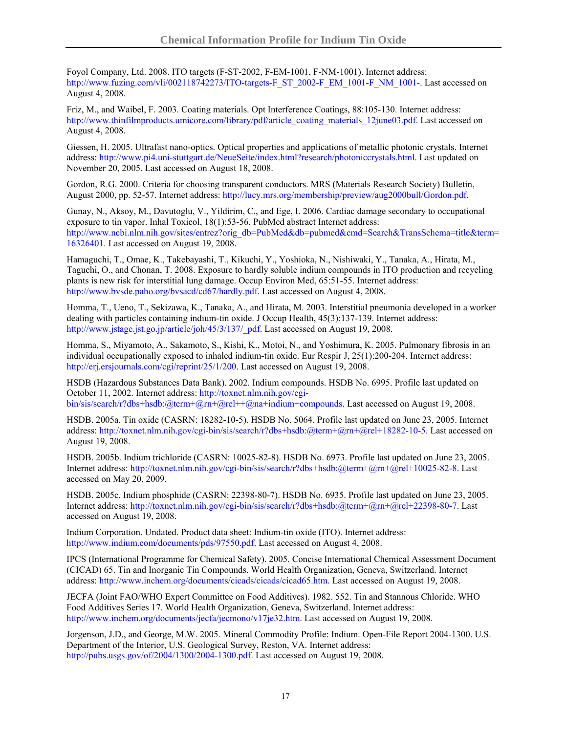Foyol Company, Ltd. 2008. ITO targets (F-ST-2002, F-EM-1001, F-NM-1001). Internet address: http://www.fuzing.com/vli/002118742273/ITO-targets-F_ST_2002-F_EM_1001-F_NM_1001-. Last accessed on August 4, 2008.

Friz, M., and Waibel, F. 2003. Coating materials. Opt Interference Coatings, 88:105-130. Internet address: http://www.thinfilmproducts.umicore.com/library/pdf/article_coating_materials_12june03.pdf. Last accessed on August 4, 2008.

Giessen, H. 2005. Ultrafast nano-optics. Optical properties and applications of metallic photonic crystals. Internet address: http://www.pi4.uni-stuttgart.de/NeueSeite/index.html?research/photoniccrystals.html. Last updated on November 20, 2005. Last accessed on August 18, 2008.

Gordon, R.G. 2000. Criteria for choosing transparent conductors. MRS (Materials Research Society) Bulletin, August 2000, pp. 52-57. Internet address: http://lucy.mrs.org/membership/preview/aug2000bull/Gordon.pdf.

Gunay, N., Aksoy, M., Davutoglu, V., Yildirim, C., and Ege, I. 2006. Cardiac damage secondary to occupational exposure to tin vapor. Inhal Toxicol, 18(1):53-56. PubMed abstract Internet address: http://www.ncbi.nlm.nih.gov/sites/entrez?orig_db=PubMed&db=pubmed&cmd=Search&TransSchema=title&term=16326401. Last accessed on August 19, 2008.

Hamaguchi, T., Omae, K., Takebayashi, T., Kikuchi, Y., Yoshioka, N., Nishiwaki, Y., Tanaka, A., Hirata, M., Taguchi, O., and Chonan, T. 2008. Exposure to hardly soluble indium compounds in ITO production and recycling plants is new risk for interstitial lung damage. Occup Environ Med, 65:51-55. Internet address: http://www.bvsde.paho.org/bvsacd/cd67/hardly.pdf. Last accessed on August 4, 2008.

Homma, T., Ueno, T., Sekizawa, K., Tanaka, A., and Hirata, M. 2003. Interstitial pneumonia developed in a worker dealing with particles containing indium-tin oxide. J Occup Health, 45(3):137-139. Internet address: http://www.jstage.jst.go.jp/article/joh/45/3/137/_pdf. Last accessed on August 19, 2008.

Homma, S., Miyamoto, A., Sakamoto, S., Kishi, K., Motoi, N., and Yoshimura, K. 2005. Pulmonary fibrosis in an individual occupationally exposed to inhaled indium-tin oxide. Eur Respir J, 25(1):200-204. Internet address: http://erj.ersjournals.com/cgi/reprint/25/1/200. Last accessed on August 19, 2008.

HSDB (Hazardous Substances Data Bank). 2002. Indium compounds. HSDB No. 6995. Profile last updated on October 11, 2002. Internet address: http://toxnet.nlm.nih.gov/cgi-bin/sis/search/r?dbs+hsdb:@term+@rn+@rel++@na+indium+compounds. Last accessed on August 19, 2008.

HSDB. 2005a. Tin oxide (CASRN: 18282-10-5). HSDB No. 5064. Profile last updated on June 23, 2005. Internet address: http://toxnet.nlm.nih.gov/cgi-bin/sis/search/r?dbs+hsdb:@term+@rn+@rel+18282-10-5. Last accessed on August 19, 2008.

HSDB. 2005b. Indium trichloride (CASRN: 10025-82-8). HSDB No. 6973. Profile last updated on June 23, 2005. Internet address: http://toxnet.nlm.nih.gov/cgi-bin/sis/search/r?dbs+hsdb:@term+@rn+@rel+10025-82-8. Last accessed on May 20, 2009.

HSDB. 2005c. Indium phosphide (CASRN: 22398-80-7). HSDB No. 6935. Profile last updated on June 23, 2005. Internet address: http://toxnet.nlm.nih.gov/cgi-bin/sis/search/r?dbs+hsdb:@term+@rn+@rel+22398-80-7. Last accessed on August 19, 2008.

Indium Corporation. Undated. Product data sheet: Indium-tin oxide (ITO). Internet address: http://www.indium.com/documents/pds/97550.pdf. Last accessed on August 4, 2008.

IPCS (International Programme for Chemical Safety). 2005. Concise International Chemical Assessment Document (CICAD) 65. Tin and Inorganic Tin Compounds. World Health Organization, Geneva, Switzerland. Internet address: http://www.inchem.org/documents/cicads/cicads/cicad65.htm. Last accessed on August 19, 2008.

JECFA (Joint FAO/WHO Expert Committee on Food Additives). 1982. 552. Tin and Stannous Chloride. WHO Food Additives Series 17. World Health Organization, Geneva, Switzerland. Internet address: http://www.inchem.org/documents/jecfa/jecmono/v17je32.htm. Last accessed on August 19, 2008.

Jorgenson, J.D., and George, M.W. 2005. Mineral Commodity Profile: Indium. Open-File Report 2004-1300. U.S. Department of the Interior, U.S. Geological Survey, Reston, VA. Internet address: http://pubs.usgs.gov/of/2004/1300/2004-1300.pdf. Last accessed on August 19, 2008.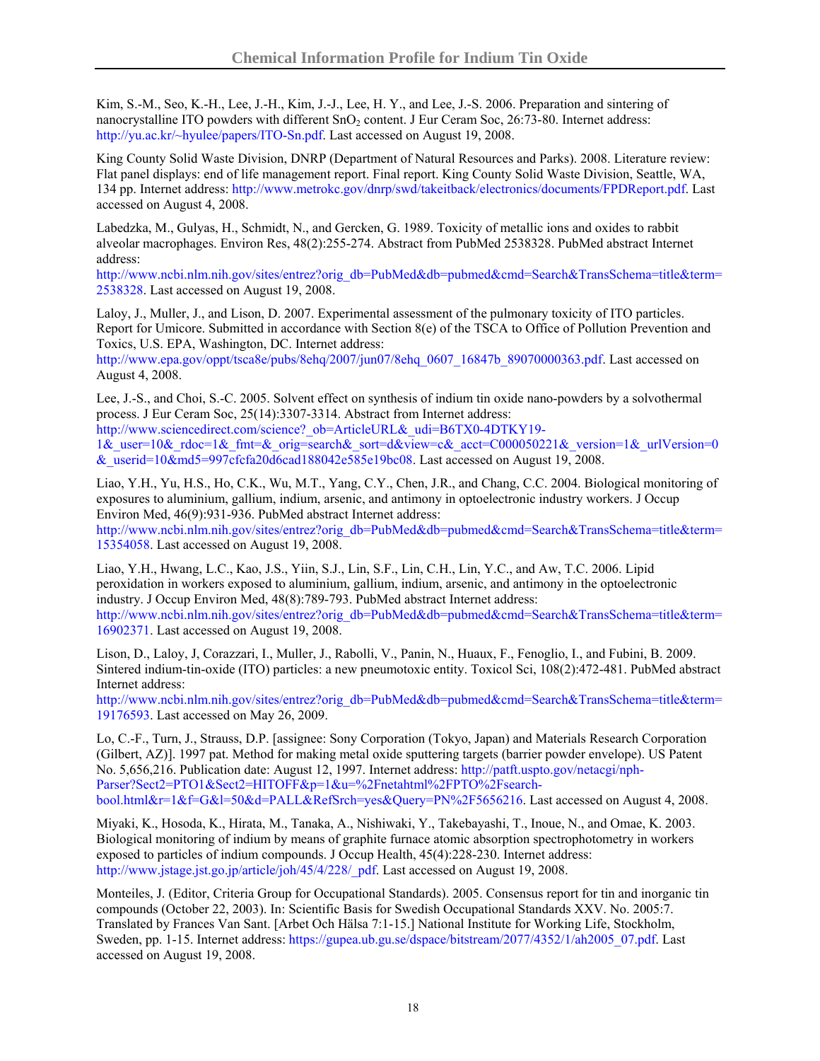Kim, S.-M., Seo, K.-H., Lee, J.-H., Kim, J.-J., Lee, H. Y., and Lee, J.-S. 2006. Preparation and sintering of nanocrystalline ITO powders with different $SnO_2$ content. J Eur Ceram Soc, 26:73-80. Internet address: http://yu.ac.kr/~hyulee/papers/ITO-Sn.pdf. Last accessed on August 19, 2008.

King County Solid Waste Division, DNRP (Department of Natural Resources and Parks). 2008. Literature review: Flat panel displays: end of life management report. Final report. King County Solid Waste Division, Seattle, WA, 134 pp. Internet address: http://www.metrokc.gov/dnrp/swd/takeitback/electronics/documents/FPDReport.pdf. Last accessed on August 4, 2008.

Labedzka, M., Gulyas, H., Schmidt, N., and Gercken, G. 1989. Toxicity of metallic ions and oxides to rabbit alveolar macrophages. Environ Res, 48(2):255-274. Abstract from PubMed 2538328. PubMed abstract Internet address:
http://www.ncbi.nlm.nih.gov/sites/entrez?orig_db=PubMed&db=pubmed&cmd=Search&TransSchema=title&term=2538328. Last accessed on August 19, 2008.

Laloy, J., Muller, J., and Lison, D. 2007. Experimental assessment of the pulmonary toxicity of ITO particles. Report for Umicore. Submitted in accordance with Section 8(e) of the TSCA to Office of Pollution Prevention and Toxics, U.S. EPA, Washington, DC. Internet address:
http://www.epa.gov/oppt/tsca8e/pubs/8ehq/2007/jun07/8ehq_0607_16847b_89070000363.pdf. Last accessed on August 4, 2008.

Lee, J.-S., and Choi, S.-C. 2005. Solvent effect on synthesis of indium tin oxide nano-powders by a solvothermal process. J Eur Ceram Soc, 25(14):3307-3314. Abstract from Internet address:
http://www.sciencedirect.com/science?_ob=ArticleURL&_udi=B6TX0-4DTKY19-1&_user=10&_rdoc=1&_fmt=&_orig=search&_sort=d&view=c&_acct=C000050221&_version=1&_urlVersion=0&_userid=10&md5=997cfcfa20d6cad188042e585e19bc08. Last accessed on August 19, 2008.

Liao, Y.H., Yu, H.S., Ho, C.K., Wu, M.T., Yang, C.Y., Chen, J.R., and Chang, C.C. 2004. Biological monitoring of exposures to aluminium, gallium, indium, arsenic, and antimony in optoelectronic industry workers. J Occup Environ Med, 46(9):931-936. PubMed abstract Internet address:
http://www.ncbi.nlm.nih.gov/sites/entrez?orig_db=PubMed&db=pubmed&cmd=Search&TransSchema=title&term=15354058. Last accessed on August 19, 2008.

Liao, Y.H., Hwang, L.C., Kao, J.S., Yiin, S.J., Lin, S.F., Lin, C.H., Lin, Y.C., and Aw, T.C. 2006. Lipid peroxidation in workers exposed to aluminium, gallium, indium, arsenic, and antimony in the optoelectronic industry. J Occup Environ Med, 48(8):789-793. PubMed abstract Internet address:
http://www.ncbi.nlm.nih.gov/sites/entrez?orig_db=PubMed&db=pubmed&cmd=Search&TransSchema=title&term=16902371. Last accessed on August 19, 2008.

Lison, D., Laloy, J, Corazzari, I., Muller, J., Rabolli, V., Panin, N., Huaux, F., Fenoglio, I., and Fubini, B. 2009. Sintered indium-tin-oxide (ITO) particles: a new pneumotoxic entity. Toxicol Sci, 108(2):472-481. PubMed abstract Internet address:
http://www.ncbi.nlm.nih.gov/sites/entrez?orig_db=PubMed&db=pubmed&cmd=Search&TransSchema=title&term=19176593. Last accessed on May 26, 2009.

Lo, C.-F., Turn, J., Strauss, D.P. [assignee: Sony Corporation (Tokyo, Japan) and Materials Research Corporation (Gilbert, AZ)]. 1997 pat. Method for making metal oxide sputtering targets (barrier powder envelope). US Patent No. 5,656,216. Publication date: August 12, 1997. Internet address: http://patft.uspto.gov/netacgi/nph-Parser?Sect2=PTO1&Sect2=HITOFF&p=1&u=%2Fnetahtml%2FPTO%2Fsearch-bool.html&r=1&f=G&l=50&d=PALL&RefSrch=yes&Query=PN%2F5656216. Last accessed on August 4, 2008.

Miyaki, K., Hosoda, K., Hirata, M., Tanaka, A., Nishiwaki, Y., Takebayashi, T., Inoue, N., and Omae, K. 2003. Biological monitoring of indium by means of graphite furnace atomic absorption spectrophotometry in workers exposed to particles of indium compounds. J Occup Health, 45(4):228-230. Internet address: http://www.jstage.jst.go.jp/article/joh/45/4/228/_pdf. Last accessed on August 19, 2008.

Monteiles, J. (Editor, Criteria Group for Occupational Standards). 2005. Consensus report for tin and inorganic tin compounds (October 22, 2003). In: Scientific Basis for Swedish Occupational Standards XXV. No. 2005:7. Translated by Frances Van Sant. [Arbet Och Hälsa 7:1-15.] National Institute for Working Life, Stockholm, Sweden, pp. 1-15. Internet address: https://gupea.ub.gu.se/dspace/bitstream/2077/4352/1/ah2005_07.pdf. Last accessed on August 19, 2008.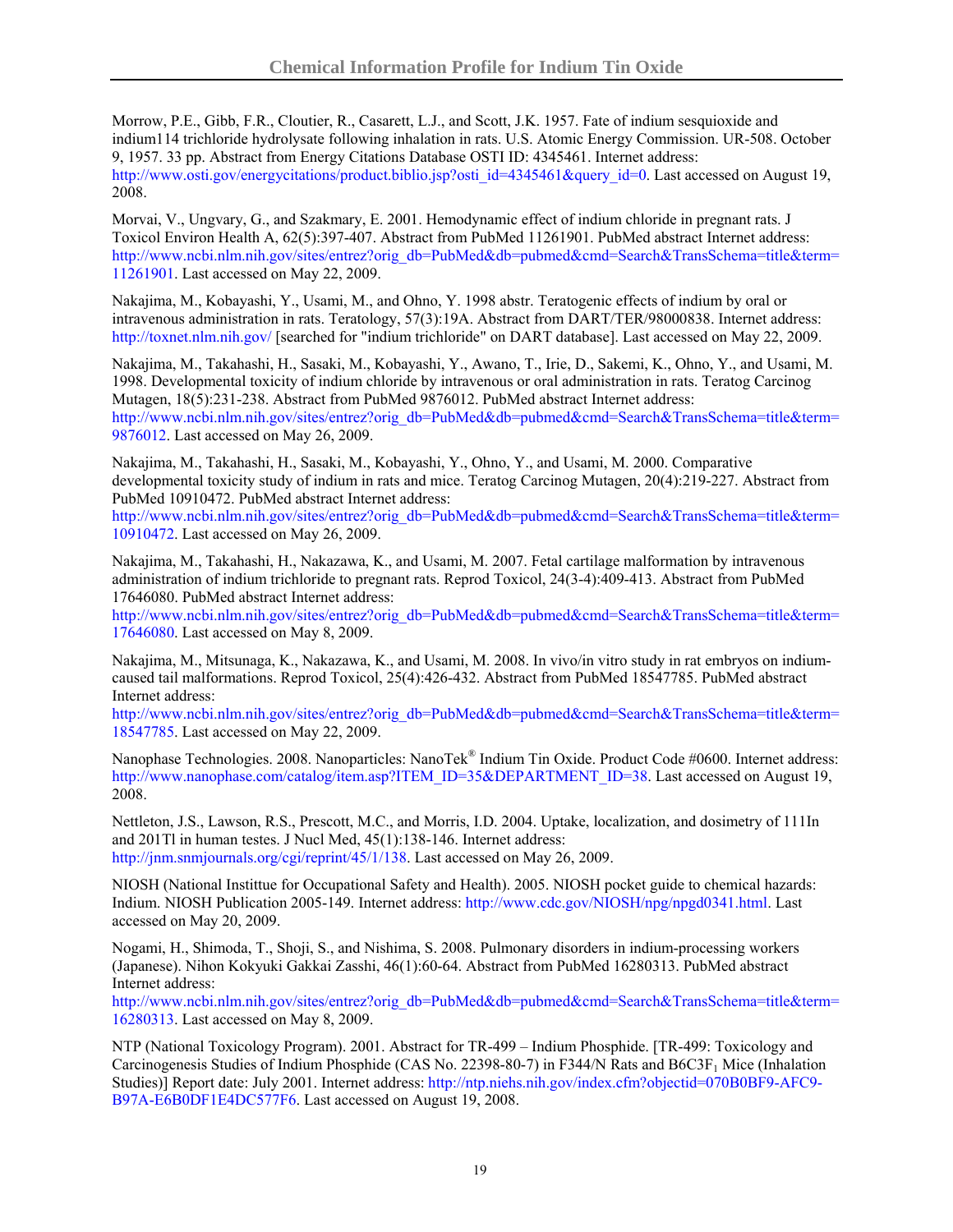Morrow, P.E., Gibb, F.R., Cloutier, R., Casarett, L.J., and Scott, J.K. 1957. Fate of indium sesquioxide and indium114 trichloride hydrolysate following inhalation in rats. U.S. Atomic Energy Commission. UR-508. October 9, 1957. 33 pp. Abstract from Energy Citations Database OSTI ID: 4345461. Internet address: http://www.osti.gov/energycitations/product.biblio.jsp?osti_id=4345461&query_id=0. Last accessed on August 19, 2008.

Morvai, V., Ungvary, G., and Szakmary, E. 2001. Hemodynamic effect of indium chloride in pregnant rats. J Toxicol Environ Health A, 62(5):397-407. Abstract from PubMed 11261901. PubMed abstract Internet address: http://www.ncbi.nlm.nih.gov/sites/entrez?orig_db=PubMed&db=pubmed&cmd=Search&TransSchema=title&term=11261901. Last accessed on May 22, 2009.

Nakajima, M., Kobayashi, Y., Usami, M., and Ohno, Y. 1998 abstr. Teratogenic effects of indium by oral or intravenous administration in rats. Teratology, 57(3):19A. Abstract from DART/TER/98000838. Internet address: http://toxnet.nlm.nih.gov/ [searched for "indium trichloride" on DART database]. Last accessed on May 22, 2009.

Nakajima, M., Takahashi, H., Sasaki, M., Kobayashi, Y., Awano, T., Irie, D., Sakemi, K., Ohno, Y., and Usami, M. 1998. Developmental toxicity of indium chloride by intravenous or oral administration in rats. Teratog Carcinog Mutagen, 18(5):231-238. Abstract from PubMed 9876012. PubMed abstract Internet address: http://www.ncbi.nlm.nih.gov/sites/entrez?orig_db=PubMed&db=pubmed&cmd=Search&TransSchema=title&term=9876012. Last accessed on May 26, 2009.

Nakajima, M., Takahashi, H., Sasaki, M., Kobayashi, Y., Ohno, Y., and Usami, M. 2000. Comparative developmental toxicity study of indium in rats and mice. Teratog Carcinog Mutagen, 20(4):219-227. Abstract from PubMed 10910472. PubMed abstract Internet address: http://www.ncbi.nlm.nih.gov/sites/entrez?orig_db=PubMed&db=pubmed&cmd=Search&TransSchema=title&term=10910472. Last accessed on May 26, 2009.

Nakajima, M., Takahashi, H., Nakazawa, K., and Usami, M. 2007. Fetal cartilage malformation by intravenous administration of indium trichloride to pregnant rats. Reprod Toxicol, 24(3-4):409-413. Abstract from PubMed 17646080. PubMed abstract Internet address: http://www.ncbi.nlm.nih.gov/sites/entrez?orig_db=PubMed&db=pubmed&cmd=Search&TransSchema=title&term=17646080. Last accessed on May 8, 2009.

Nakajima, M., Mitsunaga, K., Nakazawa, K., and Usami, M. 2008. In vivo/in vitro study in rat embryos on indium-caused tail malformations. Reprod Toxicol, 25(4):426-432. Abstract from PubMed 18547785. PubMed abstract Internet address: http://www.ncbi.nlm.nih.gov/sites/entrez?orig_db=PubMed&db=pubmed&cmd=Search&TransSchema=title&term=18547785. Last accessed on May 22, 2009.

Nanophase Technologies. 2008. Nanoparticles: NanoTek® Indium Tin Oxide. Product Code #0600. Internet address: http://www.nanophase.com/catalog/item.asp?ITEM_ID=35&DEPARTMENT_ID=38. Last accessed on August 19, 2008.

Nettleton, J.S., Lawson, R.S., Prescott, M.C., and Morris, I.D. 2004. Uptake, localization, and dosimetry of 111In and 201Tl in human testes. J Nucl Med, 45(1):138-146. Internet address: http://jnm.snmjournals.org/cgi/reprint/45/1/138. Last accessed on May 26, 2009.

NIOSH (National Instittue for Occupational Safety and Health). 2005. NIOSH pocket guide to chemical hazards: Indium. NIOSH Publication 2005-149. Internet address: http://www.cdc.gov/NIOSH/npg/npgd0341.html. Last accessed on May 20, 2009.

Nogami, H., Shimoda, T., Shoji, S., and Nishima, S. 2008. Pulmonary disorders in indium-processing workers (Japanese). Nihon Kokyuki Gakkai Zasshi, 46(1):60-64. Abstract from PubMed 16280313. PubMed abstract Internet address: http://www.ncbi.nlm.nih.gov/sites/entrez?orig_db=PubMed&db=pubmed&cmd=Search&TransSchema=title&term=16280313. Last accessed on May 8, 2009.

NTP (National Toxicology Program). 2001. Abstract for TR-499 – Indium Phosphide. [TR-499: Toxicology and Carcinogenesis Studies of Indium Phosphide (CAS No. 22398-80-7) in F344/N Rats and $B6C3F_1$ Mice (Inhalation Studies)] Report date: July 2001. Internet address: http://ntp.niehs.nih.gov/index.cfm?objectid=070B0BF9-AFC9-B97A-E6B0DF1E4DC577F6. Last accessed on August 19, 2008.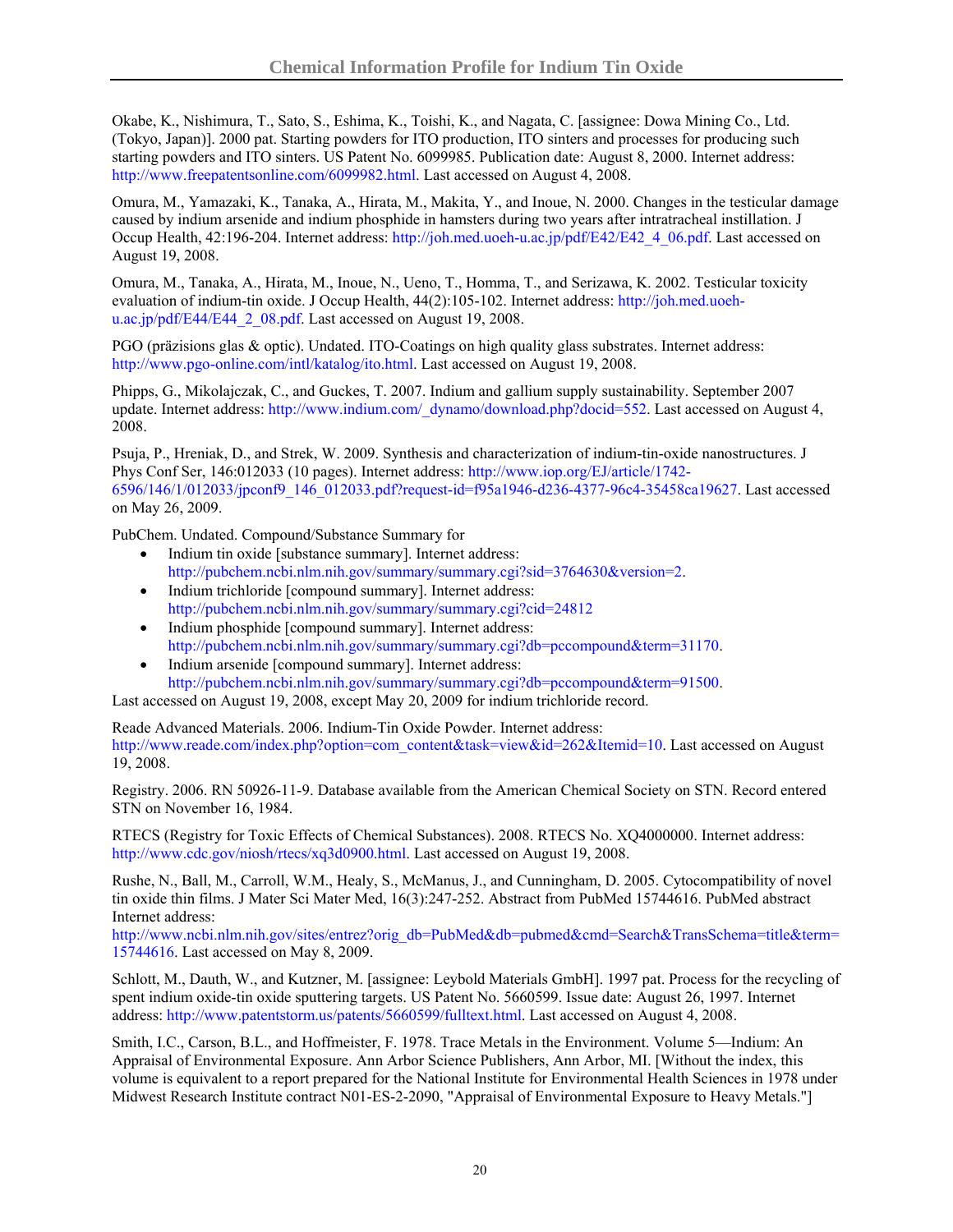Okabe, K., Nishimura, T., Sato, S., Eshima, K., Toishi, K., and Nagata, C. [assignee: Dowa Mining Co., Ltd. (Tokyo, Japan)]. 2000 pat. Starting powders for ITO production, ITO sinters and processes for producing such starting powders and ITO sinters. US Patent No. 6099985. Publication date: August 8, 2000. Internet address: http://www.freepatentsonline.com/6099982.html. Last accessed on August 4, 2008.

Omura, M., Yamazaki, K., Tanaka, A., Hirata, M., Makita, Y., and Inoue, N. 2000. Changes in the testicular damage caused by indium arsenide and indium phosphide in hamsters during two years after intratracheal instillation. J Occup Health, 42:196-204. Internet address: http://joh.med.uoeh-u.ac.jp/pdf/E42/E42_4_06.pdf. Last accessed on August 19, 2008.

Omura, M., Tanaka, A., Hirata, M., Inoue, N., Ueno, T., Homma, T., and Serizawa, K. 2002. Testicular toxicity evaluation of indium-tin oxide. J Occup Health, 44(2):105-102. Internet address: http://joh.med.uoeh-u.ac.jp/pdf/E44/E44_2_08.pdf. Last accessed on August 19, 2008.

PGO (präzisions glas & optic). Undated. ITO-Coatings on high quality glass substrates. Internet address: http://www.pgo-online.com/intl/katalog/ito.html. Last accessed on August 19, 2008.

Phipps, G., Mikolajczak, C., and Guckes, T. 2007. Indium and gallium supply sustainability. September 2007 update. Internet address: http://www.indium.com/_dynamo/download.php?docid=552. Last accessed on August 4, 2008.

Psuja, P., Hreniak, D., and Strek, W. 2009. Synthesis and characterization of indium-tin-oxide nanostructures. J Phys Conf Ser, 146:012033 (10 pages). Internet address: http://www.iop.org/EJ/article/1742-6596/146/1/012033/jpconf9_146_012033.pdf?request-id=f95a1946-d236-4377-96c4-35458ca19627. Last accessed on May 26, 2009.

PubChem. Undated. Compound/Substance Summary for

- Indium tin oxide [substance summary]. Internet address: http://pubchem.ncbi.nlm.nih.gov/summary/summary.cgi?sid=3764630&version=2.
- Indium trichloride [compound summary]. Internet address: http://pubchem.ncbi.nlm.nih.gov/summary/summary.cgi?cid=24812
- Indium phosphide [compound summary]. Internet address: http://pubchem.ncbi.nlm.nih.gov/summary/summary.cgi?db=pccompound&term=31170.
- Indium arsenide [compound summary]. Internet address: http://pubchem.ncbi.nlm.nih.gov/summary/summary.cgi?db=pccompound&term=91500.

Last accessed on August 19, 2008, except May 20, 2009 for indium trichloride record.

Reade Advanced Materials. 2006. Indium-Tin Oxide Powder. Internet address: http://www.reade.com/index.php?option=com_content&task=view&id=262&Itemid=10. Last accessed on August 19, 2008.

Registry. 2006. RN 50926-11-9. Database available from the American Chemical Society on STN. Record entered STN on November 16, 1984.

RTECS (Registry for Toxic Effects of Chemical Substances). 2008. RTECS No. XQ4000000. Internet address: http://www.cdc.gov/niosh/rtecs/xq3d0900.html. Last accessed on August 19, 2008.

Rushe, N., Ball, M., Carroll, W.M., Healy, S., McManus, J., and Cunningham, D. 2005. Cytocompatibility of novel tin oxide thin films. J Mater Sci Mater Med, 16(3):247-252. Abstract from PubMed 15744616. PubMed abstract Internet address: http://www.ncbi.nlm.nih.gov/sites/entrez?orig_db=PubMed&db=pubmed&cmd=Search&TransSchema=title&term=15744616. Last accessed on May 8, 2009.

Schlott, M., Dauth, W., and Kutzner, M. [assignee: Leybold Materials GmbH]. 1997 pat. Process for the recycling of spent indium oxide-tin oxide sputtering targets. US Patent No. 5660599. Issue date: August 26, 1997. Internet address: http://www.patentstorm.us/patents/5660599/fulltext.html. Last accessed on August 4, 2008.

Smith, I.C., Carson, B.L., and Hoffmeister, F. 1978. Trace Metals in the Environment. Volume 5—Indium: An Appraisal of Environmental Exposure. Ann Arbor Science Publishers, Ann Arbor, MI. [Without the index, this volume is equivalent to a report prepared for the National Institute for Environmental Health Sciences in 1978 under Midwest Research Institute contract N01-ES-2-2090, "Appraisal of Environmental Exposure to Heavy Metals."]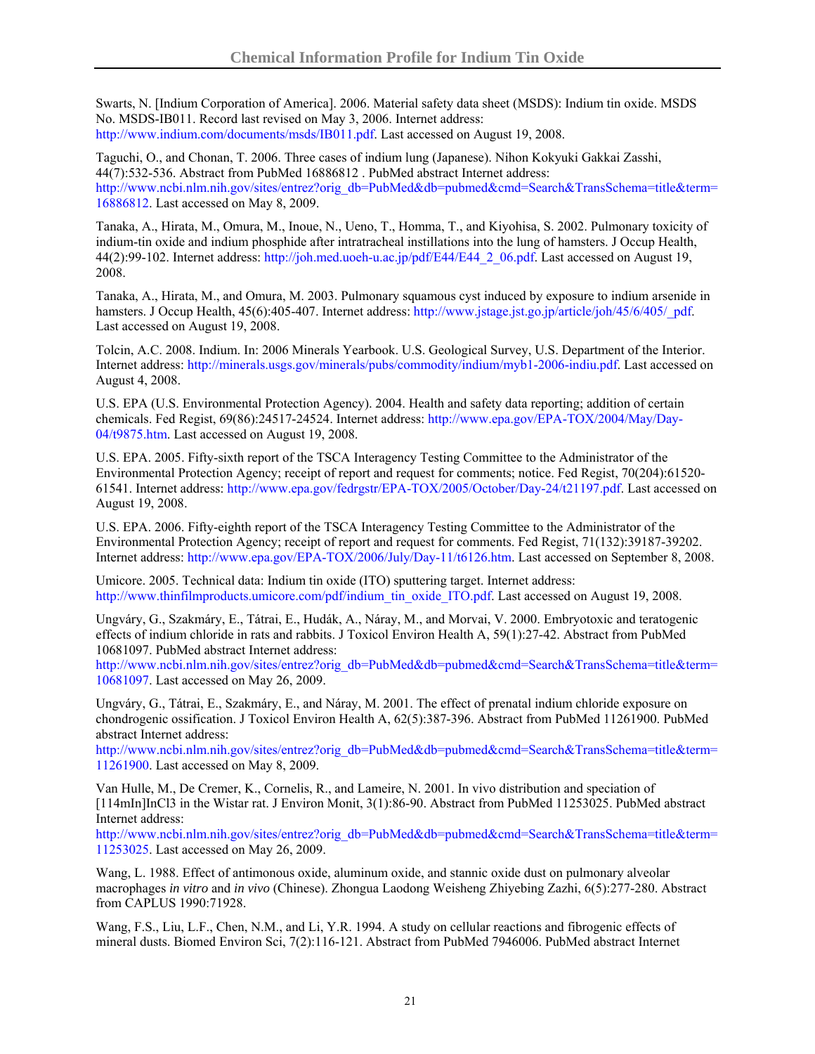Swarts, N. [Indium Corporation of America]. 2006. Material safety data sheet (MSDS): Indium tin oxide. MSDS No. MSDS-IB011. Record last revised on May 3, 2006. Internet address: http://www.indium.com/documents/msds/IB011.pdf. Last accessed on August 19, 2008.

Taguchi, O., and Chonan, T. 2006. Three cases of indium lung (Japanese). Nihon Kokyuki Gakkai Zasshi, 44(7):532-536. Abstract from PubMed 16886812 . PubMed abstract Internet address: http://www.ncbi.nlm.nih.gov/sites/entrez?orig_db=PubMed&db=pubmed&cmd=Search&TransSchema=title&term=16886812. Last accessed on May 8, 2009.

Tanaka, A., Hirata, M., Omura, M., Inoue, N., Ueno, T., Homma, T., and Kiyohisa, S. 2002. Pulmonary toxicity of indium-tin oxide and indium phosphide after intratracheal instillations into the lung of hamsters. J Occup Health, 44(2):99-102. Internet address: http://joh.med.uoeh-u.ac.jp/pdf/E44/E44_2_06.pdf. Last accessed on August 19, 2008.

Tanaka, A., Hirata, M., and Omura, M. 2003. Pulmonary squamous cyst induced by exposure to indium arsenide in hamsters. J Occup Health, 45(6):405-407. Internet address: http://www.jstage.jst.go.jp/article/joh/45/6/405/_pdf. Last accessed on August 19, 2008.

Tolcin, A.C. 2008. Indium. In: 2006 Minerals Yearbook. U.S. Geological Survey, U.S. Department of the Interior. Internet address: http://minerals.usgs.gov/minerals/pubs/commodity/indium/myb1-2006-indiu.pdf. Last accessed on August 4, 2008.

U.S. EPA (U.S. Environmental Protection Agency). 2004. Health and safety data reporting; addition of certain chemicals. Fed Regist, 69(86):24517-24524. Internet address: http://www.epa.gov/EPA-TOX/2004/May/Day-04/t9875.htm. Last accessed on August 19, 2008.

U.S. EPA. 2005. Fifty-sixth report of the TSCA Interagency Testing Committee to the Administrator of the Environmental Protection Agency; receipt of report and request for comments; notice. Fed Regist, 70(204):61520-61541. Internet address: http://www.epa.gov/fedrgstr/EPA-TOX/2005/October/Day-24/t21197.pdf. Last accessed on August 19, 2008.

U.S. EPA. 2006. Fifty-eighth report of the TSCA Interagency Testing Committee to the Administrator of the Environmental Protection Agency; receipt of report and request for comments. Fed Regist, 71(132):39187-39202. Internet address: http://www.epa.gov/EPA-TOX/2006/July/Day-11/t6126.htm. Last accessed on September 8, 2008.

Umicore. 2005. Technical data: Indium tin oxide (ITO) sputtering target. Internet address: http://www.thinfilmproducts.umicore.com/pdf/indium_tin_oxide_ITO.pdf. Last accessed on August 19, 2008.

Ungváry, G., Szakmáry, E., Tátrai, E., Hudák, A., Náray, M., and Morvai, V. 2000. Embryotoxic and teratogenic effects of indium chloride in rats and rabbits. J Toxicol Environ Health A, 59(1):27-42. Abstract from PubMed 10681097. PubMed abstract Internet address: http://www.ncbi.nlm.nih.gov/sites/entrez?orig_db=PubMed&db=pubmed&cmd=Search&TransSchema=title&term=10681097. Last accessed on May 26, 2009.

Ungváry, G., Tátrai, E., Szakmáry, E., and Náray, M. 2001. The effect of prenatal indium chloride exposure on chondrogenic ossification. J Toxicol Environ Health A, 62(5):387-396. Abstract from PubMed 11261900. PubMed abstract Internet address: http://www.ncbi.nlm.nih.gov/sites/entrez?orig_db=PubMed&db=pubmed&cmd=Search&TransSchema=title&term=11261900. Last accessed on May 8, 2009.

Van Hulle, M., De Cremer, K., Cornelis, R., and Lameire, N. 2001. In vivo distribution and speciation of [114mIn]InCl3 in the Wistar rat. J Environ Monit, 3(1):86-90. Abstract from PubMed 11253025. PubMed abstract Internet address: http://www.ncbi.nlm.nih.gov/sites/entrez?orig_db=PubMed&db=pubmed&cmd=Search&TransSchema=title&term=11253025. Last accessed on May 26, 2009.

Wang, L. 1988. Effect of antimonous oxide, aluminum oxide, and stannic oxide dust on pulmonary alveolar macrophages *in vitro* and *in vivo* (Chinese). Zhongua Laodong Weisheng Zhiyebing Zazhi, 6(5):277-280. Abstract from CAPLUS 1990:71928.

Wang, F.S., Liu, L.F., Chen, N.M., and Li, Y.R. 1994. A study on cellular reactions and fibrogenic effects of mineral dusts. Biomed Environ Sci, 7(2):116-121. Abstract from PubMed 7946006. PubMed abstract Internet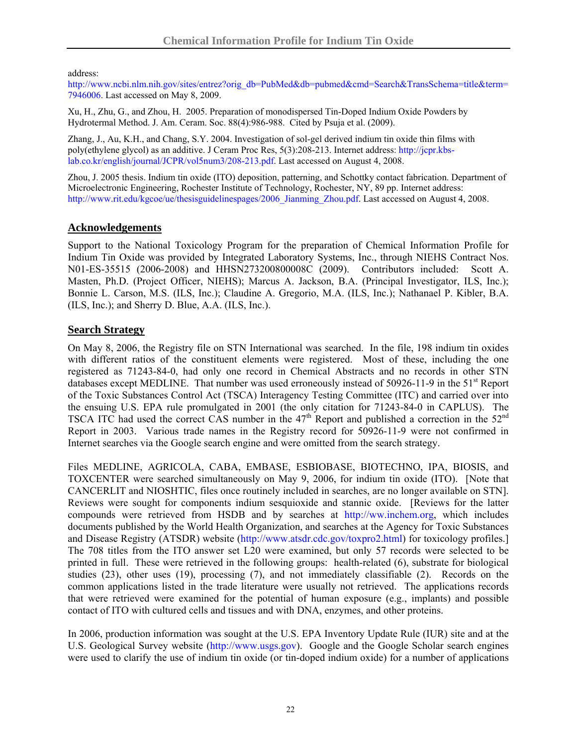address: http://www.ncbi.nlm.nih.gov/sites/entrez?orig_db=PubMed&db=pubmed&cmd=Search&TransSchema=title&term=7946006. Last accessed on May 8, 2009.

Xu, H., Zhu, G., and Zhou, H. 2005. Preparation of monodispersed Tin-Doped Indium Oxide Powders by Hydrotermal Method. J. Am. Ceram. Soc. 88(4):986-988. Cited by Psuja et al. (2009).

Zhang, J., Au, K.H., and Chang, S.Y. 2004. Investigation of sol-gel derived indium tin oxide thin films with poly(ethylene glycol) as an additive. J Ceram Proc Res, 5(3):208-213. Internet address: http://jcpr.kbs-lab.co.kr/english/journal/JCPR/vol5num3/208-213.pdf. Last accessed on August 4, 2008.

Zhou, J. 2005 thesis. Indium tin oxide (ITO) deposition, patterning, and Schottky contact fabrication. Department of Microelectronic Engineering, Rochester Institute of Technology, Rochester, NY, 89 pp. Internet address: http://www.rit.edu/kgcoe/ue/thesisguidelinespages/2006_Jianming_Zhou.pdf. Last accessed on August 4, 2008.

## Acknowledgements

Support to the National Toxicology Program for the preparation of Chemical Information Profile for Indium Tin Oxide was provided by Integrated Laboratory Systems, Inc., through NIEHS Contract Nos. N01-ES-35515 (2006-2008) and HHSN273200800008C (2009). Contributors included: Scott A. Masten, Ph.D. (Project Officer, NIEHS); Marcus A. Jackson, B.A. (Principal Investigator, ILS, Inc.); Bonnie L. Carson, M.S. (ILS, Inc.); Claudine A. Gregorio, M.A. (ILS, Inc.); Nathanael P. Kibler, B.A. (ILS, Inc.); and Sherry D. Blue, A.A. (ILS, Inc.).

## Search Strategy

On May 8, 2006, the Registry file on STN International was searched. In the file, 198 indium tin oxides with different ratios of the constituent elements were registered. Most of these, including the one registered as 71243-84-0, had only one record in Chemical Abstracts and no records in other STN databases except MEDLINE. That number was used erroneously instead of 50926-11-9 in the 51st Report of the Toxic Substances Control Act (TSCA) Interagency Testing Committee (ITC) and carried over into the ensuing U.S. EPA rule promulgated in 2001 (the only citation for 71243-84-0 in CAPLUS). The TSCA ITC had used the correct CAS number in the 47th Report and published a correction in the 52nd Report in 2003. Various trade names in the Registry record for 50926-11-9 were not confirmed in Internet searches via the Google search engine and were omitted from the search strategy.

Files MEDLINE, AGRICOLA, CABA, EMBASE, ESBIOBASE, BIOTECHNO, IPA, BIOSIS, and TOXCENTER were searched simultaneously on May 9, 2006, for indium tin oxide (ITO). [Note that CANCERLIT and NIOSHTIC, files once routinely included in searches, are no longer available on STN]. Reviews were sought for components indium sesquioxide and stannic oxide. [Reviews for the latter compounds were retrieved from HSDB and by searches at http://ww.inchem.org, which includes documents published by the World Health Organization, and searches at the Agency for Toxic Substances and Disease Registry (ATSDR) website (http://www.atsdr.cdc.gov/toxpro2.html) for toxicology profiles.] The 708 titles from the ITO answer set L20 were examined, but only 57 records were selected to be printed in full. These were retrieved in the following groups: health-related (6), substrate for biological studies (23), other uses (19), processing (7), and not immediately classifiable (2). Records on the common applications listed in the trade literature were usually not retrieved. The applications records that were retrieved were examined for the potential of human exposure (e.g., implants) and possible contact of ITO with cultured cells and tissues and with DNA, enzymes, and other proteins.

In 2006, production information was sought at the U.S. EPA Inventory Update Rule (IUR) site and at the U.S. Geological Survey website (http://www.usgs.gov). Google and the Google Scholar search engines were used to clarify the use of indium tin oxide (or tin-doped indium oxide) for a number of applications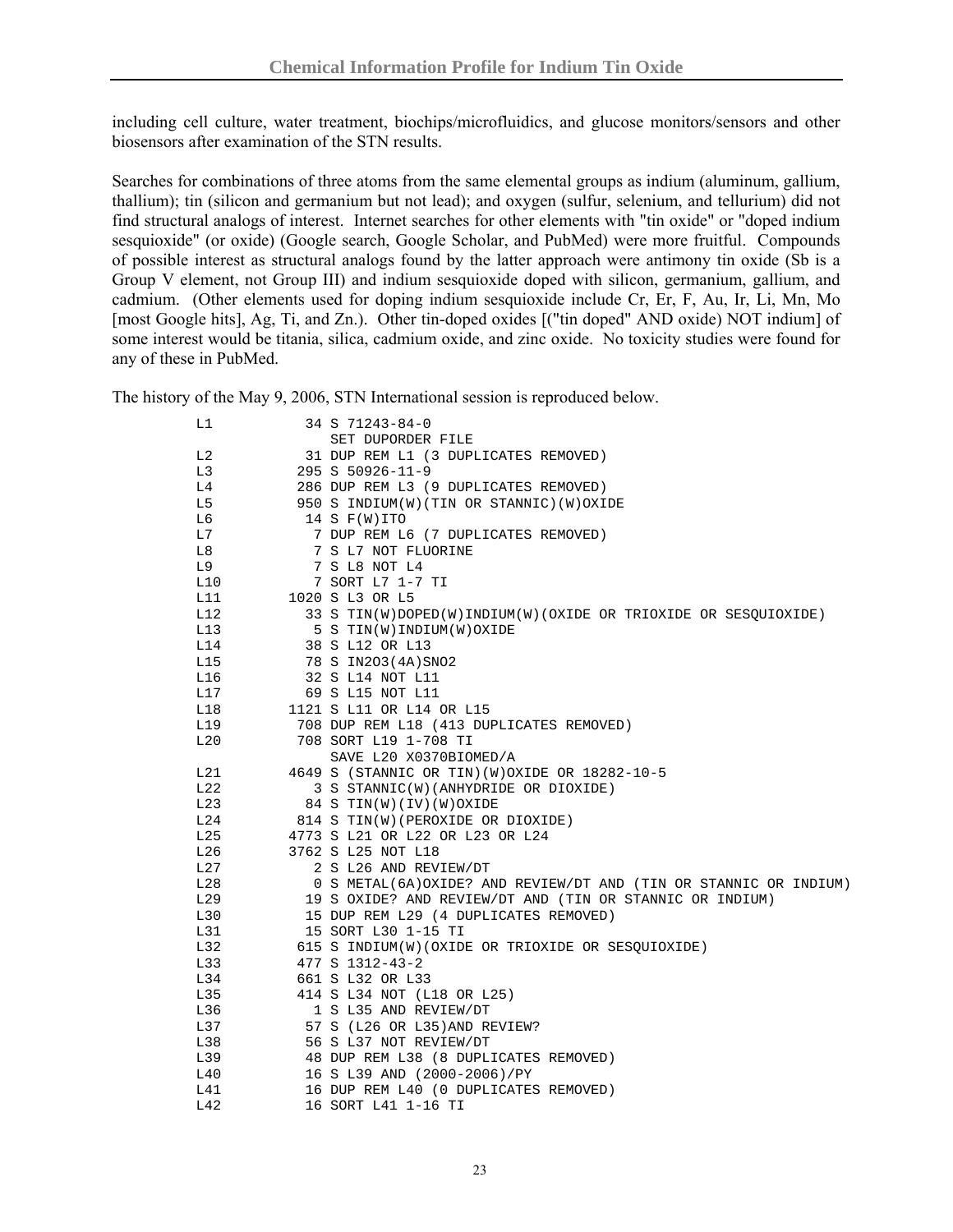including cell culture, water treatment, biochips/microfluidics, and glucose monitors/sensors and other biosensors after examination of the STN results.

Searches for combinations of three atoms from the same elemental groups as indium (aluminum, gallium, thallium); tin (silicon and germanium but not lead); and oxygen (sulfur, selenium, and tellurium) did not find structural analogs of interest. Internet searches for other elements with "tin oxide" or "doped indium sesquioxide" (or oxide) (Google search, Google Scholar, and PubMed) were more fruitful. Compounds of possible interest as structural analogs found by the latter approach were antimony tin oxide (Sb is a Group V element, not Group III) and indium sesquioxide doped with silicon, germanium, gallium, and cadmium. (Other elements used for doping indium sesquioxide include Cr, Er, F, Au, Ir, Li, Mn, Mo [most Google hits], Ag, Ti, and Zn.). Other tin-doped oxides [("tin doped" AND oxide) NOT indium] of some interest would be titania, silica, cadmium oxide, and zinc oxide. No toxicity studies were found for any of these in PubMed.

The history of the May 9, 2006, STN International session is reproduced below.

```
L1          34 S 71243-84-0
               SET DUPORDER FILE
L2          31 DUP REM L1 (3 DUPLICATES REMOVED)
L3         295 S 50926-11-9
L4         286 DUP REM L3 (9 DUPLICATES REMOVED)
L5         950 S INDIUM(W)(TIN OR STANNIC)(W)OXIDE
L6          14 S F(W)ITO
L7           7 DUP REM L6 (7 DUPLICATES REMOVED)
L8           7 S L7 NOT FLUORINE
L9           7 S L8 NOT L4
L10          7 SORT L7 1-7 TI
L11       1020 S L3 OR L5
L12         33 S TIN(W)DOPED(W)INDIUM(W)(OXIDE OR TRIOXIDE OR SESQUIOXIDE)
L13          5 S TIN(W)INDIUM(W)OXIDE
L14         38 S L12 OR L13
L15         78 S IN2O3(4A)SNO2
L16         32 S L14 NOT L11
L17         69 S L15 NOT L11
L18       1121 S L11 OR L14 OR L15
L19        708 DUP REM L18 (413 DUPLICATES REMOVED)
L20        708 SORT L19 1-708 TI
               SAVE L20 X0370BIOMED/A
L21       4649 S (STANNIC OR TIN)(W)OXIDE OR 18282-10-5
L22          3 S STANNIC(W)(ANHYDRIDE OR DIOXIDE)
L23         84 S TIN(W)(IV)(W)OXIDE
L24        814 S TIN(W)(PEROXIDE OR DIOXIDE)
L25       4773 S L21 OR L22 OR L23 OR L24
L26       3762 S L25 NOT L18
L27          2 S L26 AND REVIEW/DT
L28          0 S METAL(6A)OXIDE? AND REVIEW/DT AND (TIN OR STANNIC OR INDIUM)
L29         19 S OXIDE? AND REVIEW/DT AND (TIN OR STANNIC OR INDIUM)
L30         15 DUP REM L29 (4 DUPLICATES REMOVED)
L31         15 SORT L30 1-15 TI
L32        615 S INDIUM(W)(OXIDE OR TRIOXIDE OR SESQUIOXIDE)
L33        477 S 1312-43-2
L34        661 S L32 OR L33
L35        414 S L34 NOT (L18 OR L25)
L36          1 S L35 AND REVIEW/DT
L37         57 S (L26 OR L35)AND REVIEW?
L38         56 S L37 NOT REVIEW/DT
L39         48 DUP REM L38 (8 DUPLICATES REMOVED)
L40         16 S L39 AND (2000-2006)/PY
L41         16 DUP REM L40 (0 DUPLICATES REMOVED)
L42         16 SORT L41 1-16 TI
```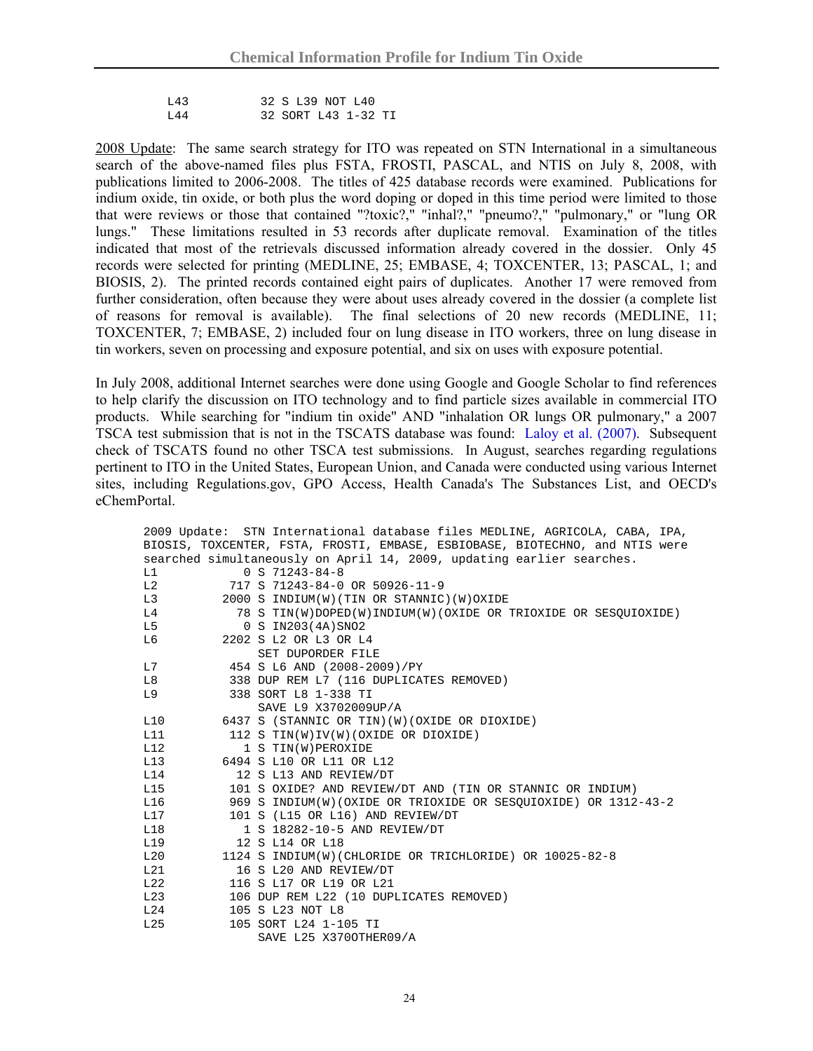```
L43        32 S L39 NOT L40
L44        32 SORT L43 1-32 TI
```

2008 Update: The same search strategy for ITO was repeated on STN International in a simultaneous search of the above-named files plus FSTA, FROSTI, PASCAL, and NTIS on July 8, 2008, with publications limited to 2006-2008. The titles of 425 database records were examined. Publications for indium oxide, tin oxide, or both plus the word doping or doped in this time period were limited to those that were reviews or those that contained "?toxic?," "inhal?," "pneumo?," "pulmonary," or "lung OR lungs." These limitations resulted in 53 records after duplicate removal. Examination of the titles indicated that most of the retrievals discussed information already covered in the dossier. Only 45 records were selected for printing (MEDLINE, 25; EMBASE, 4; TOXCENTER, 13; PASCAL, 1; and BIOSIS, 2). The printed records contained eight pairs of duplicates. Another 17 were removed from further consideration, often because they were about uses already covered in the dossier (a complete list of reasons for removal is available). The final selections of 20 new records (MEDLINE, 11; TOXCENTER, 7; EMBASE, 2) included four on lung disease in ITO workers, three on lung disease in tin workers, seven on processing and exposure potential, and six on uses with exposure potential.

In July 2008, additional Internet searches were done using Google and Google Scholar to find references to help clarify the discussion on ITO technology and to find particle sizes available in commercial ITO products. While searching for "indium tin oxide" AND "inhalation OR lungs OR pulmonary," a 2007 TSCA test submission that is not in the TSCATS database was found: Laloy et al. (2007). Subsequent check of TSCATS found no other TSCA test submissions. In August, searches regarding regulations pertinent to ITO in the United States, European Union, and Canada were conducted using various Internet sites, including Regulations.gov, GPO Access, Health Canada's The Substances List, and OECD's eChemPortal.

```
2009 Update:  STN International database files MEDLINE, AGRICOLA, CABA, IPA,
BIOSIS, TOXCENTER, FSTA, FROSTI, EMBASE, ESBIOBASE, BIOTECHNO, and NTIS were
searched simultaneously on April 14, 2009, updating earlier searches.
L1            0 S 71243-84-8
L2          717 S 71243-84-0 OR 50926-11-9
L3         2000 S INDIUM(W)(TIN OR STANNIC)(W)OXIDE
L4           78 S TIN(W)DOPED(W)INDIUM(W)(OXIDE OR TRIOXIDE OR SESQUIOXIDE)
L5            0 S IN2O3(4A)SNO2
L6         2202 S L2 OR L3 OR L4
                SET DUPORDER FILE
L7          454 S L6 AND (2008-2009)/PY
L8          338 DUP REM L7 (116 DUPLICATES REMOVED)
L9          338 SORT L8 1-338 TI
                SAVE L9 X3702009UP/A
L10        6437 S (STANNIC OR TIN)(W)(OXIDE OR DIOXIDE)
L11         112 S TIN(W)IV(W)(OXIDE OR DIOXIDE)
L12           1 S TIN(W)PEROXIDE
L13        6494 S L10 OR L11 OR L12
L14          12 S L13 AND REVIEW/DT
L15         101 S OXIDE? AND REVIEW/DT AND (TIN OR STANNIC OR INDIUM)
L16         969 S INDIUM(W)(OXIDE OR TRIOXIDE OR SESQUIOXIDE) OR 1312-43-2
L17         101 S (L15 OR L16) AND REVIEW/DT
L18           1 S 18282-10-5 AND REVIEW/DT
L19          12 S L14 OR L18
L20        1124 S INDIUM(W)(CHLORIDE OR TRICHLORIDE) OR 10025-82-8
L21          16 S L20 AND REVIEW/DT
L22         116 S L17 OR L19 OR L21
L23         106 DUP REM L22 (10 DUPLICATES REMOVED)
L24         105 S L23 NOT L8
L25         105 SORT L24 1-105 TI
                SAVE L25 X370OTHER09/A
```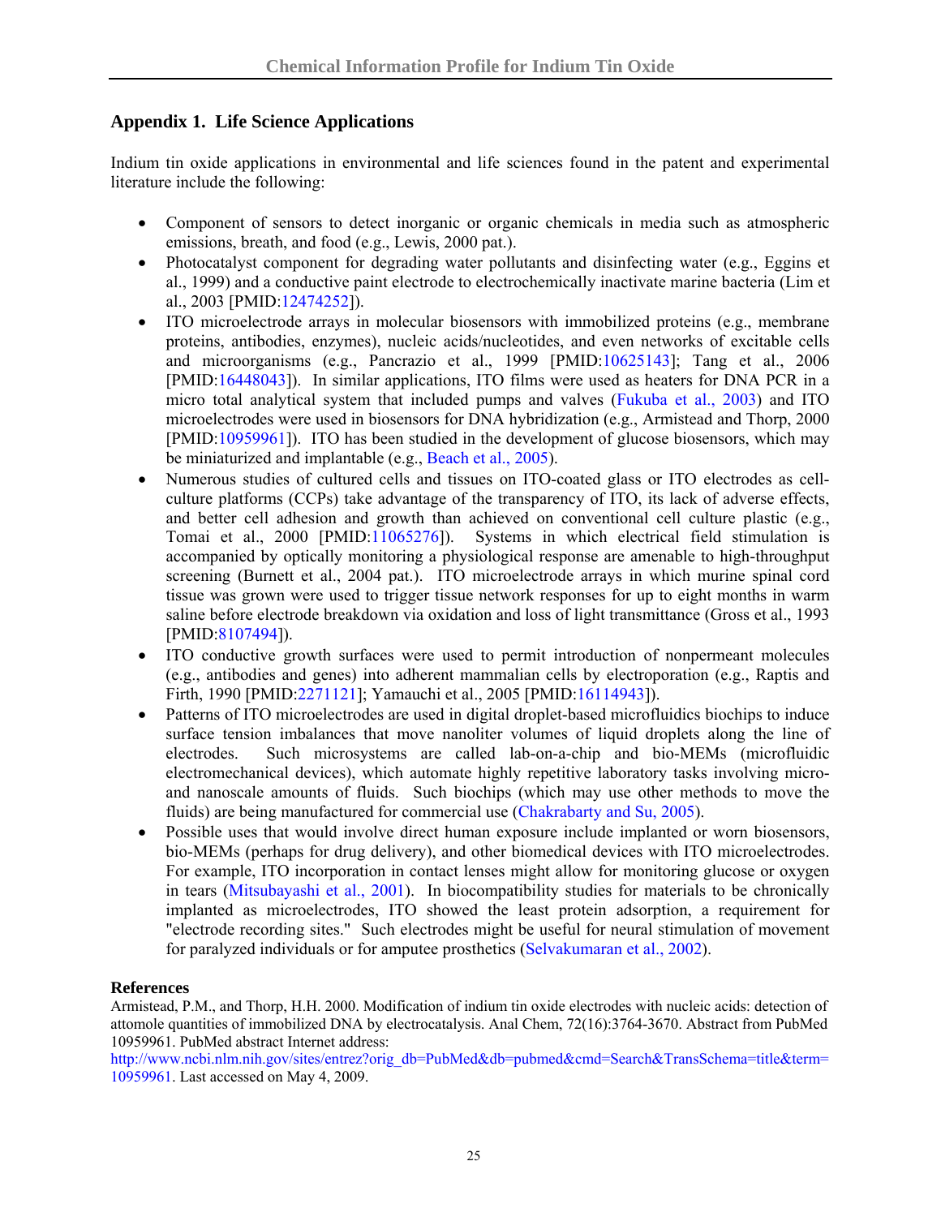## Appendix 1. Life Science Applications

Indium tin oxide applications in environmental and life sciences found in the patent and experimental literature include the following:

- Component of sensors to detect inorganic or organic chemicals in media such as atmospheric emissions, breath, and food (e.g., Lewis, 2000 pat.).
- Photocatalyst component for degrading water pollutants and disinfecting water (e.g., Eggins et al., 1999) and a conductive paint electrode to electrochemically inactivate marine bacteria (Lim et al., 2003 [PMID:12474252]).
- ITO microelectrode arrays in molecular biosensors with immobilized proteins (e.g., membrane proteins, antibodies, enzymes), nucleic acids/nucleotides, and even networks of excitable cells and microorganisms (e.g., Pancrazio et al., 1999 [PMID:10625143]; Tang et al., 2006 [PMID:16448043]). In similar applications, ITO films were used as heaters for DNA PCR in a micro total analytical system that included pumps and valves (Fukuba et al., 2003) and ITO microelectrodes were used in biosensors for DNA hybridization (e.g., Armistead and Thorp, 2000 [PMID:10959961]). ITO has been studied in the development of glucose biosensors, which may be miniaturized and implantable (e.g., Beach et al., 2005).
- Numerous studies of cultured cells and tissues on ITO-coated glass or ITO electrodes as cell-culture platforms (CCPs) take advantage of the transparency of ITO, its lack of adverse effects, and better cell adhesion and growth than achieved on conventional cell culture plastic (e.g., Tomai et al., 2000 [PMID:11065276]). Systems in which electrical field stimulation is accompanied by optically monitoring a physiological response are amenable to high-throughput screening (Burnett et al., 2004 pat.). ITO microelectrode arrays in which murine spinal cord tissue was grown were used to trigger tissue network responses for up to eight months in warm saline before electrode breakdown via oxidation and loss of light transmittance (Gross et al., 1993 [PMID:8107494]).
- ITO conductive growth surfaces were used to permit introduction of nonpermeant molecules (e.g., antibodies and genes) into adherent mammalian cells by electroporation (e.g., Raptis and Firth, 1990 [PMID:2271121]; Yamauchi et al., 2005 [PMID:16114943]).
- Patterns of ITO microelectrodes are used in digital droplet-based microfluidics biochips to induce surface tension imbalances that move nanoliter volumes of liquid droplets along the line of electrodes. Such microsystems are called lab-on-a-chip and bio-MEMs (microfluidic electromechanical devices), which automate highly repetitive laboratory tasks involving micro- and nanoscale amounts of fluids. Such biochips (which may use other methods to move the fluids) are being manufactured for commercial use (Chakrabarty and Su, 2005).
- Possible uses that would involve direct human exposure include implanted or worn biosensors, bio-MEMs (perhaps for drug delivery), and other biomedical devices with ITO microelectrodes. For example, ITO incorporation in contact lenses might allow for monitoring glucose or oxygen in tears (Mitsubayashi et al., 2001). In biocompatibility studies for materials to be chronically implanted as microelectrodes, ITO showed the least protein adsorption, a requirement for "electrode recording sites." Such electrodes might be useful for neural stimulation of movement for paralyzed individuals or for amputee prosthetics (Selvakumaran et al., 2002).

### References

Armistead, P.M., and Thorp, H.H. 2000. Modification of indium tin oxide electrodes with nucleic acids: detection of attomole quantities of immobilized DNA by electrocatalysis. Anal Chem, 72(16):3764-3670. Abstract from PubMed 10959961. PubMed abstract Internet address: http://www.ncbi.nlm.nih.gov/sites/entrez?orig_db=PubMed&db=pubmed&cmd=Search&TransSchema=title&term=10959961. Last accessed on May 4, 2009.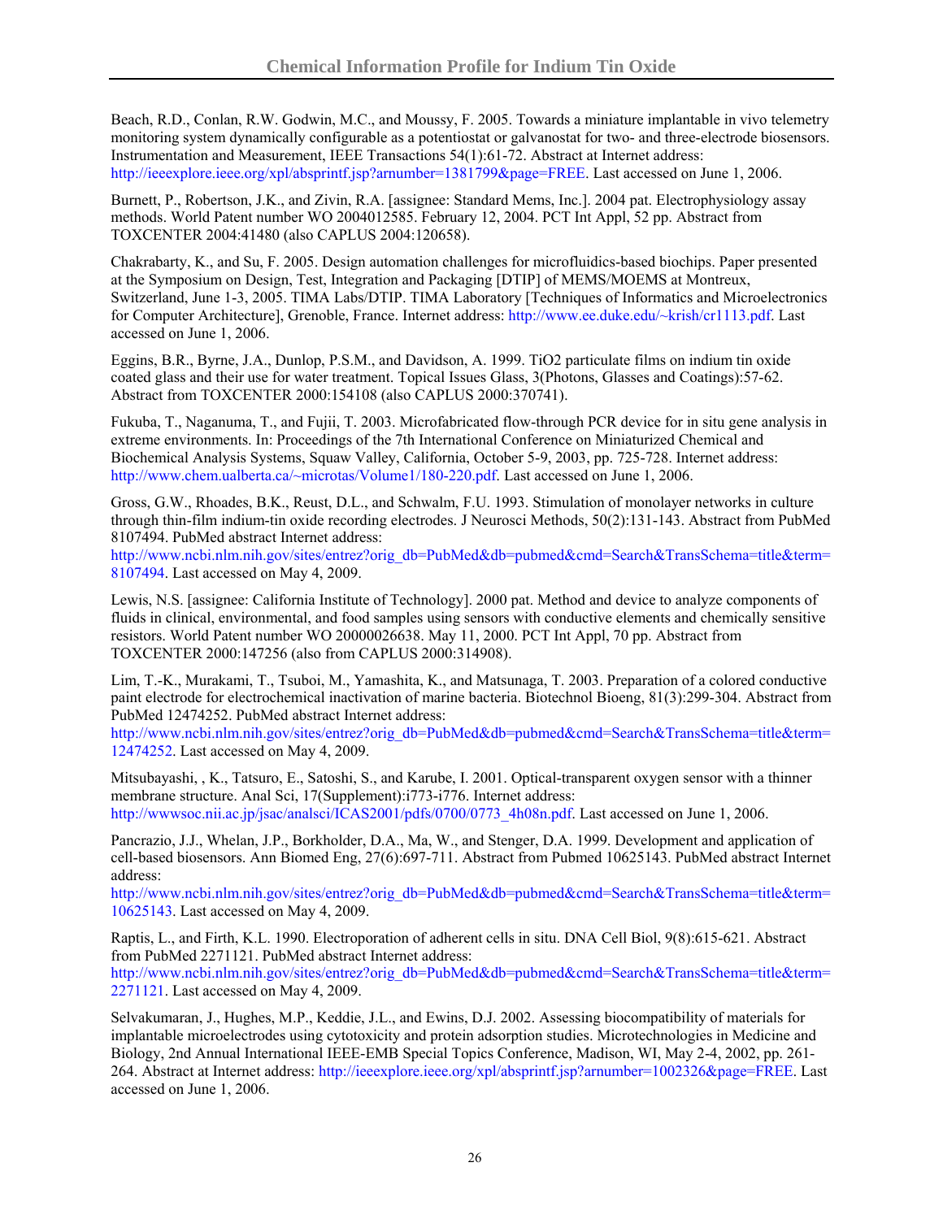Beach, R.D., Conlan, R.W. Godwin, M.C., and Moussy, F. 2005. Towards a miniature implantable in vivo telemetry monitoring system dynamically configurable as a potentiostat or galvanostat for two- and three-electrode biosensors. Instrumentation and Measurement, IEEE Transactions 54(1):61-72. Abstract at Internet address: http://ieeexplore.ieee.org/xpl/absprintf.jsp?arnumber=1381799&page=FREE. Last accessed on June 1, 2006.

Burnett, P., Robertson, J.K., and Zivin, R.A. [assignee: Standard Mems, Inc.]. 2004 pat. Electrophysiology assay methods. World Patent number WO 2004012585. February 12, 2004. PCT Int Appl, 52 pp. Abstract from TOXCENTER 2004:41480 (also CAPLUS 2004:120658).

Chakrabarty, K., and Su, F. 2005. Design automation challenges for microfluidics-based biochips. Paper presented at the Symposium on Design, Test, Integration and Packaging [DTIP] of MEMS/MOEMS at Montreux, Switzerland, June 1-3, 2005. TIMA Labs/DTIP. TIMA Laboratory [Techniques of Informatics and Microelectronics for Computer Architecture], Grenoble, France. Internet address: http://www.ee.duke.edu/~krish/cr1113.pdf. Last accessed on June 1, 2006.

Eggins, B.R., Byrne, J.A., Dunlop, P.S.M., and Davidson, A. 1999. $TiO_2$ particulate films on indium tin oxide coated glass and their use for water treatment. Topical Issues Glass, 3(Photons, Glasses and Coatings):57-62. Abstract from TOXCENTER 2000:154108 (also CAPLUS 2000:370741).

Fukuba, T., Naganuma, T., and Fujii, T. 2003. Microfabricated flow-through PCR device for in situ gene analysis in extreme environments. In: Proceedings of the 7th International Conference on Miniaturized Chemical and Biochemical Analysis Systems, Squaw Valley, California, October 5-9, 2003, pp. 725-728. Internet address: http://www.chem.ualberta.ca/~microtas/Volume1/180-220.pdf. Last accessed on June 1, 2006.

Gross, G.W., Rhoades, B.K., Reust, D.L., and Schwalm, F.U. 1993. Stimulation of monolayer networks in culture through thin-film indium-tin oxide recording electrodes. J Neurosci Methods, 50(2):131-143. Abstract from PubMed 8107494. PubMed abstract Internet address: http://www.ncbi.nlm.nih.gov/sites/entrez?orig_db=PubMed&db=pubmed&cmd=Search&TransSchema=title&term=8107494. Last accessed on May 4, 2009.

Lewis, N.S. [assignee: California Institute of Technology]. 2000 pat. Method and device to analyze components of fluids in clinical, environmental, and food samples using sensors with conductive elements and chemically sensitive resistors. World Patent number WO 20000026638. May 11, 2000. PCT Int Appl, 70 pp. Abstract from TOXCENTER 2000:147256 (also from CAPLUS 2000:314908).

Lim, T.-K., Murakami, T., Tsuboi, M., Yamashita, K., and Matsunaga, T. 2003. Preparation of a colored conductive paint electrode for electrochemical inactivation of marine bacteria. Biotechnol Bioeng, 81(3):299-304. Abstract from PubMed 12474252. PubMed abstract Internet address: http://www.ncbi.nlm.nih.gov/sites/entrez?orig_db=PubMed&db=pubmed&cmd=Search&TransSchema=title&term=12474252. Last accessed on May 4, 2009.

Mitsubayashi, , K., Tatsuro, E., Satoshi, S., and Karube, I. 2001. Optical-transparent oxygen sensor with a thinner membrane structure. Anal Sci, 17(Supplement):i773-i776. Internet address: http://wwwsoc.nii.ac.jp/jsac/analsci/ICAS2001/pdfs/0700/0773_4h08n.pdf. Last accessed on June 1, 2006.

Pancrazio, J.J., Whelan, J.P., Borkholder, D.A., Ma, W., and Stenger, D.A. 1999. Development and application of cell-based biosensors. Ann Biomed Eng, 27(6):697-711. Abstract from Pubmed 10625143. PubMed abstract Internet address: http://www.ncbi.nlm.nih.gov/sites/entrez?orig_db=PubMed&db=pubmed&cmd=Search&TransSchema=title&term=10625143. Last accessed on May 4, 2009.

Raptis, L., and Firth, K.L. 1990. Electroporation of adherent cells in situ. DNA Cell Biol, 9(8):615-621. Abstract from PubMed 2271121. PubMed abstract Internet address: http://www.ncbi.nlm.nih.gov/sites/entrez?orig_db=PubMed&db=pubmed&cmd=Search&TransSchema=title&term=2271121. Last accessed on May 4, 2009.

Selvakumaran, J., Hughes, M.P., Keddie, J.L., and Ewins, D.J. 2002. Assessing biocompatibility of materials for implantable microelectrodes using cytotoxicity and protein adsorption studies. Microtechnologies in Medicine and Biology, 2nd Annual International IEEE-EMB Special Topics Conference, Madison, WI, May 2-4, 2002, pp. 261-264. Abstract at Internet address: http://ieeexplore.ieee.org/xpl/absprintf.jsp?arnumber=1002326&page=FREE. Last accessed on June 1, 2006.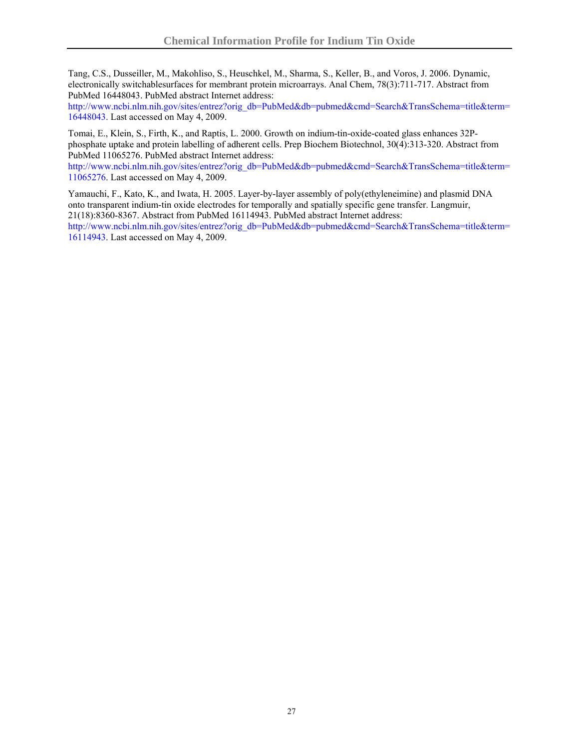Tang, C.S., Dusseiller, M., Makohliso, S., Heuschkel, M., Sharma, S., Keller, B., and Voros, J. 2006. Dynamic, electronically switchablesurfaces for membrant protein microarrays. Anal Chem, 78(3):711-717. Abstract from PubMed 16448043. PubMed abstract Internet address: http://www.ncbi.nlm.nih.gov/sites/entrez?orig_db=PubMed&db=pubmed&cmd=Search&TransSchema=title&term=16448043. Last accessed on May 4, 2009.

Tomai, E., Klein, S., Firth, K., and Raptis, L. 2000. Growth on indium-tin-oxide-coated glass enhances 32P-phosphate uptake and protein labelling of adherent cells. Prep Biochem Biotechnol, 30(4):313-320. Abstract from PubMed 11065276. PubMed abstract Internet address: http://www.ncbi.nlm.nih.gov/sites/entrez?orig_db=PubMed&db=pubmed&cmd=Search&TransSchema=title&term=11065276. Last accessed on May 4, 2009.

Yamauchi, F., Kato, K., and Iwata, H. 2005. Layer-by-layer assembly of poly(ethyleneimine) and plasmid DNA onto transparent indium-tin oxide electrodes for temporally and spatially specific gene transfer. Langmuir, 21(18):8360-8367. Abstract from PubMed 16114943. PubMed abstract Internet address: http://www.ncbi.nlm.nih.gov/sites/entrez?orig_db=PubMed&db=pubmed&cmd=Search&TransSchema=title&term=16114943. Last accessed on May 4, 2009.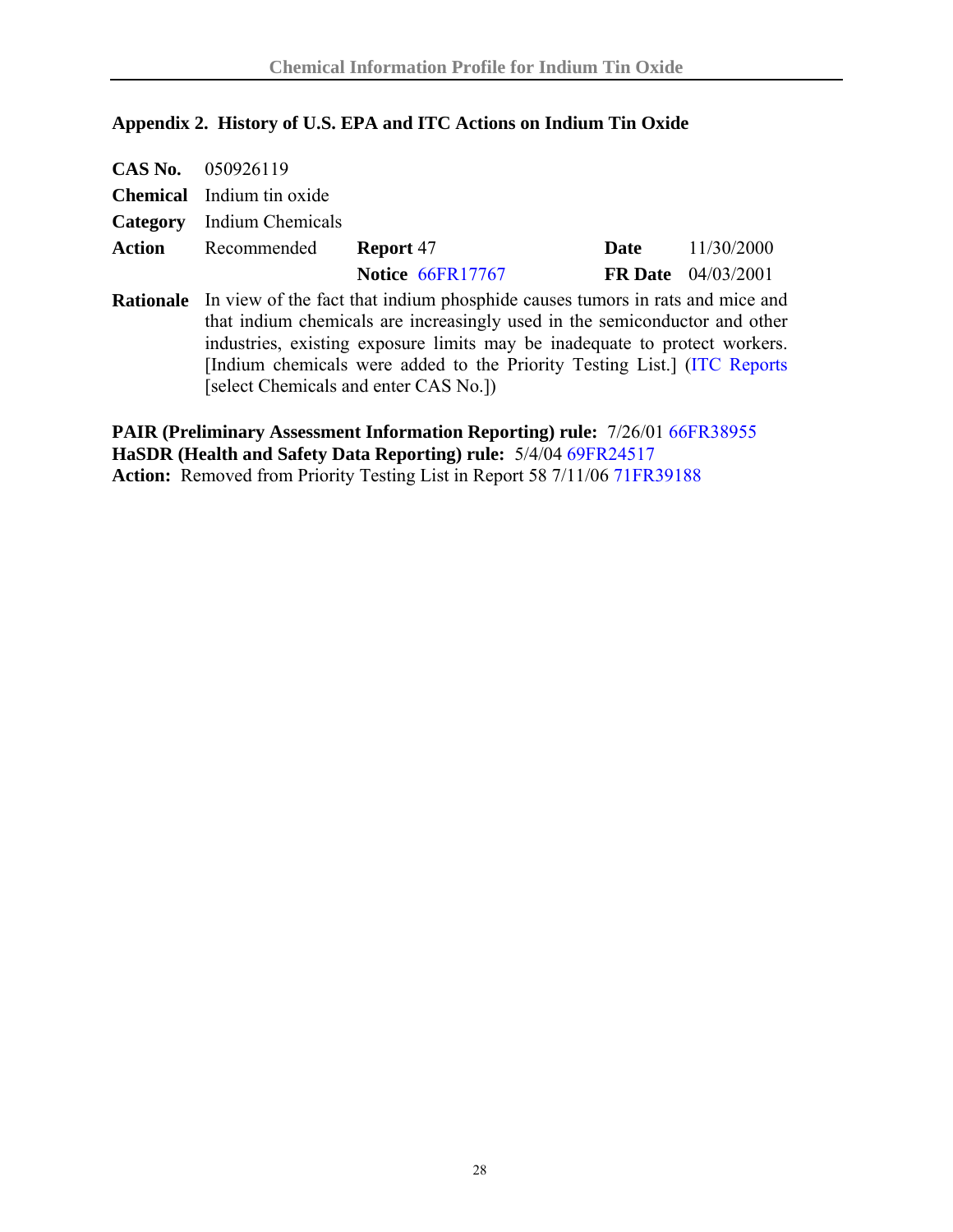## Appendix 2. History of U.S. EPA and ITC Actions on Indium Tin Oxide

**CAS No.** 050926119

**Chemical** Indium tin oxide

**Category** Indium Chemicals

**Action** Recommended **Report** 47 **Date** 11/30/2000

**Notice** 66FR17767 **FR Date** 04/03/2001

**Rationale** In view of the fact that indium phosphide causes tumors in rats and mice and that indium chemicals are increasingly used in the semiconductor and other industries, existing exposure limits may be inadequate to protect workers. [Indium chemicals were added to the Priority Testing List.] (ITC Reports [select Chemicals and enter CAS No.])

**PAIR (Preliminary Assessment Information Reporting) rule:** 7/26/01 66FR38955
**HaSDR (Health and Safety Data Reporting) rule:** 5/4/04 69FR24517
**Action:** Removed from Priority Testing List in Report 58 7/11/06 71FR39188